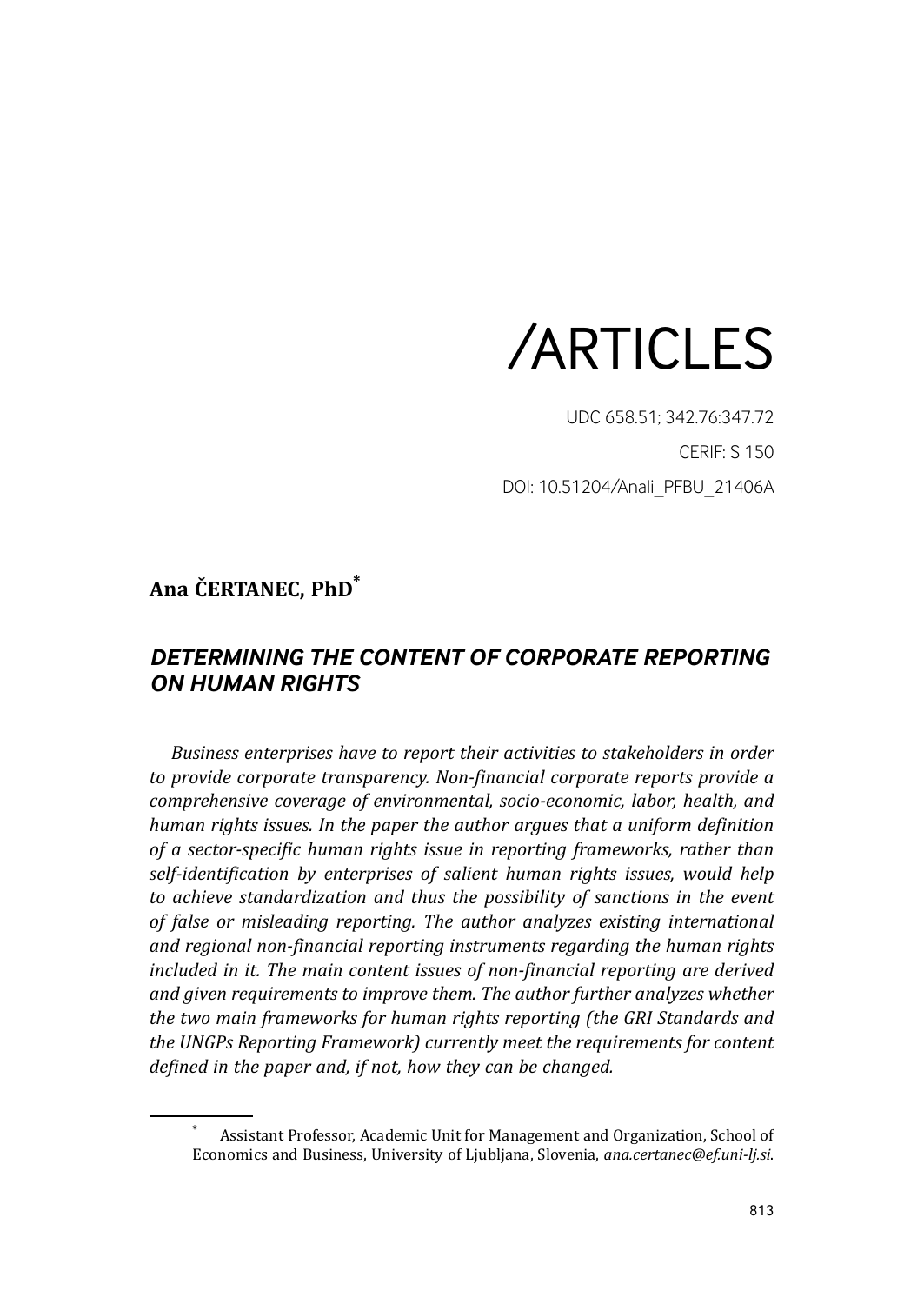# /ARTICLES

UDC 658.51; 342.76:347.72

CERIF: S 150

DOI: 10.51204/Anali_PFBU_21406A

**Ana ČERTANEC, PhD***

## *DETERMINING THE CONTENT OF CORPORATE REPORTING ON HUMAN RIGHTS*

*Business enterprises have to report their activities to stakeholders in order to provide corporate transparency. Non-financial corporate reports provide a comprehensive coverage of environmental, socio-economic, labor, health, and human rights issues. In the paper the author argues that a uniform definition of a sector-specific human rights issue in reporting frameworks, rather than self-identification by enterprises of salient human rights issues, would help to achieve standardization and thus the possibility of sanctions in the event of false or misleading reporting. The author analyzes existing international and regional non-financial reporting instruments regarding the human rights included in it. The main content issues of non-financial reporting are derived and given requirements to improve them. The author further analyzes whether the two main frameworks for human rights reporting (the GRI Standards and the UNGPs Reporting Framework) currently meet the requirements for content defined in the paper and, if not, how they can be changed.*

---

\* Assistant Professor, Academic Unit for Management and Organization, School of Economics and Business, University of Ljubljana, Slovenia, *ana.certanec@ef.uni-lj.si*.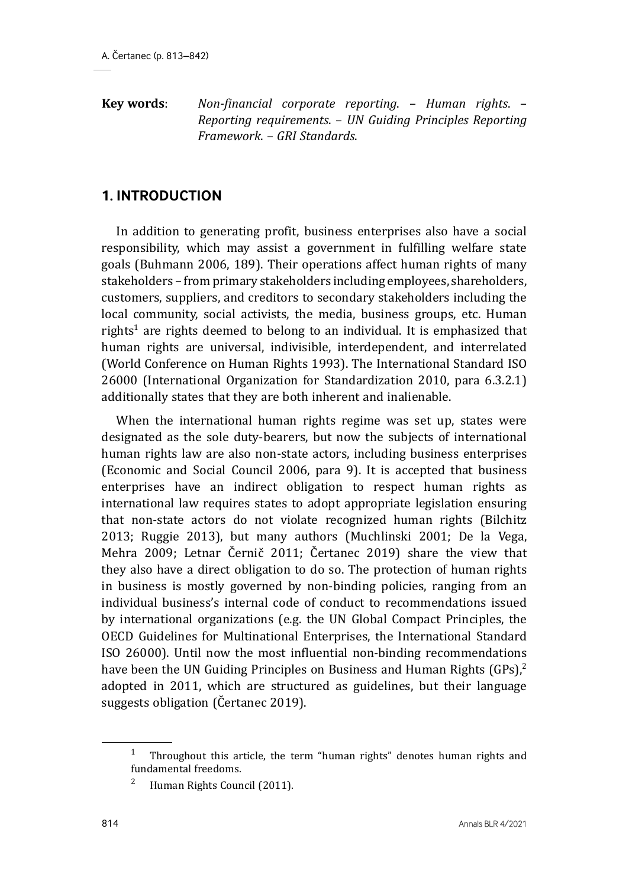**Key words**: *Non-financial corporate reporting. – Human rights. – Reporting requirements. – UN Guiding Principles Reporting Framework. – GRI Standards.*

## 1. INTRODUCTION

In addition to generating profit, business enterprises also have a social responsibility, which may assist a government in fulfilling welfare state goals (Buhmann 2006, 189). Their operations affect human rights of many stakeholders – from primary stakeholders including employees, shareholders, customers, suppliers, and creditors to secondary stakeholders including the local community, social activists, the media, business groups, etc. Human rights[1] are rights deemed to belong to an individual. It is emphasized that human rights are universal, indivisible, interdependent, and interrelated (World Conference on Human Rights 1993). The International Standard ISO 26000 (International Organization for Standardization 2010, para 6.3.2.1) additionally states that they are both inherent and inalienable.

When the international human rights regime was set up, states were designated as the sole duty-bearers, but now the subjects of international human rights law are also non-state actors, including business enterprises (Economic and Social Council 2006, para 9). It is accepted that business enterprises have an indirect obligation to respect human rights as international law requires states to adopt appropriate legislation ensuring that non-state actors do not violate recognized human rights (Bilchitz 2013; Ruggie 2013), but many authors (Muchlinski 2001; De la Vega, Mehra 2009; Letnar Černič 2011; Čertanec 2019) share the view that they also have a direct obligation to do so. The protection of human rights in business is mostly governed by non-binding policies, ranging from an individual business's internal code of conduct to recommendations issued by international organizations (e.g. the UN Global Compact Principles, the OECD Guidelines for Multinational Enterprises, the International Standard ISO 26000). Until now the most influential non-binding recommendations have been the UN Guiding Principles on Business and Human Rights (GPs),[2] adopted in 2011, which are structured as guidelines, but their language suggests obligation (Čertanec 2019).

[1] Throughout this article, the term "human rights" denotes human rights and fundamental freedoms.

[2] Human Rights Council (2011).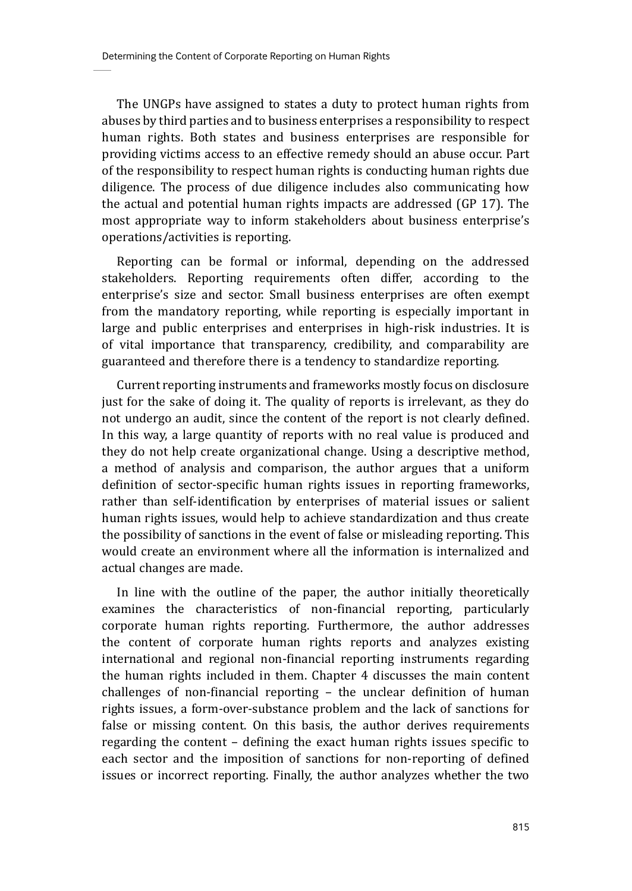The UNGPs have assigned to states a duty to protect human rights from abuses by third parties and to business enterprises a responsibility to respect human rights. Both states and business enterprises are responsible for providing victims access to an effective remedy should an abuse occur. Part of the responsibility to respect human rights is conducting human rights due diligence. The process of due diligence includes also communicating how the actual and potential human rights impacts are addressed (GP 17). The most appropriate way to inform stakeholders about business enterprise's operations/activities is reporting.

Reporting can be formal or informal, depending on the addressed stakeholders. Reporting requirements often differ, according to the enterprise's size and sector. Small business enterprises are often exempt from the mandatory reporting, while reporting is especially important in large and public enterprises and enterprises in high-risk industries. It is of vital importance that transparency, credibility, and comparability are guaranteed and therefore there is a tendency to standardize reporting.

Current reporting instruments and frameworks mostly focus on disclosure just for the sake of doing it. The quality of reports is irrelevant, as they do not undergo an audit, since the content of the report is not clearly defined. In this way, a large quantity of reports with no real value is produced and they do not help create organizational change. Using a descriptive method, a method of analysis and comparison, the author argues that a uniform definition of sector-specific human rights issues in reporting frameworks, rather than self-identification by enterprises of material issues or salient human rights issues, would help to achieve standardization and thus create the possibility of sanctions in the event of false or misleading reporting. This would create an environment where all the information is internalized and actual changes are made.

In line with the outline of the paper, the author initially theoretically examines the characteristics of non-financial reporting, particularly corporate human rights reporting. Furthermore, the author addresses the content of corporate human rights reports and analyzes existing international and regional non-financial reporting instruments regarding the human rights included in them. Chapter 4 discusses the main content challenges of non-financial reporting – the unclear definition of human rights issues, a form-over-substance problem and the lack of sanctions for false or missing content. On this basis, the author derives requirements regarding the content – defining the exact human rights issues specific to each sector and the imposition of sanctions for non-reporting of defined issues or incorrect reporting. Finally, the author analyzes whether the two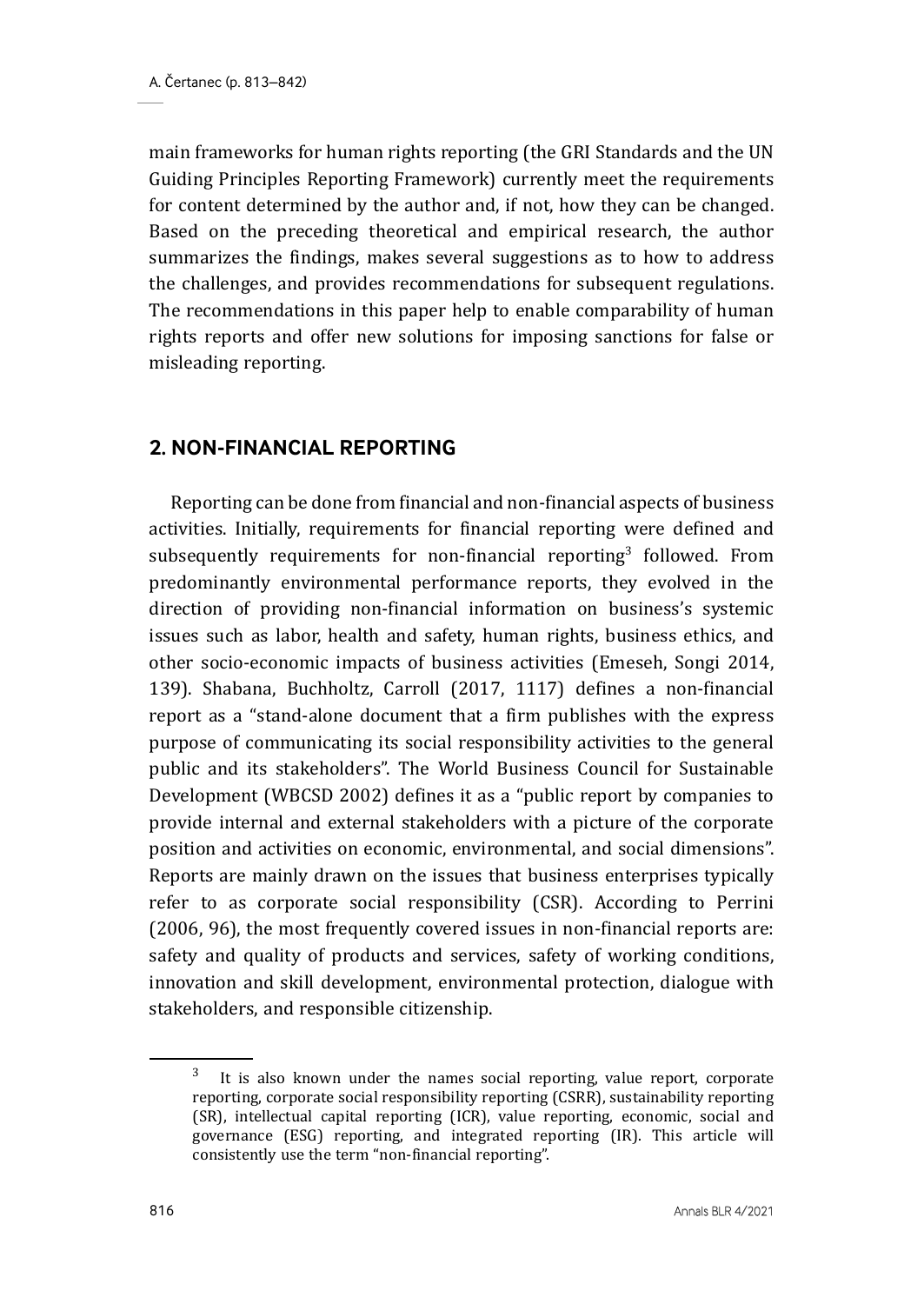main frameworks for human rights reporting (the GRI Standards and the UN Guiding Principles Reporting Framework) currently meet the requirements for content determined by the author and, if not, how they can be changed. Based on the preceding theoretical and empirical research, the author summarizes the findings, makes several suggestions as to how to address the challenges, and provides recommendations for subsequent regulations. The recommendations in this paper help to enable comparability of human rights reports and offer new solutions for imposing sanctions for false or misleading reporting.

## 2. NON-FINANCIAL REPORTING

Reporting can be done from financial and non-financial aspects of business activities. Initially, requirements for financial reporting were defined and subsequently requirements for non-financial reporting[3] followed. From predominantly environmental performance reports, they evolved in the direction of providing non-financial information on business's systemic issues such as labor, health and safety, human rights, business ethics, and other socio-economic impacts of business activities (Emeseh, Songi 2014, 139). Shabana, Buchholtz, Carroll (2017, 1117) defines a non-financial report as a "stand-alone document that a firm publishes with the express purpose of communicating its social responsibility activities to the general public and its stakeholders". The World Business Council for Sustainable Development (WBCSD 2002) defines it as a "public report by companies to provide internal and external stakeholders with a picture of the corporate position and activities on economic, environmental, and social dimensions". Reports are mainly drawn on the issues that business enterprises typically refer to as corporate social responsibility (CSR). According to Perrini (2006, 96), the most frequently covered issues in non-financial reports are: safety and quality of products and services, safety of working conditions, innovation and skill development, environmental protection, dialogue with stakeholders, and responsible citizenship.

[3] It is also known under the names social reporting, value report, corporate reporting, corporate social responsibility reporting (CSRR), sustainability reporting (SR), intellectual capital reporting (ICR), value reporting, economic, social and governance (ESG) reporting, and integrated reporting (IR). This article will consistently use the term "non-financial reporting".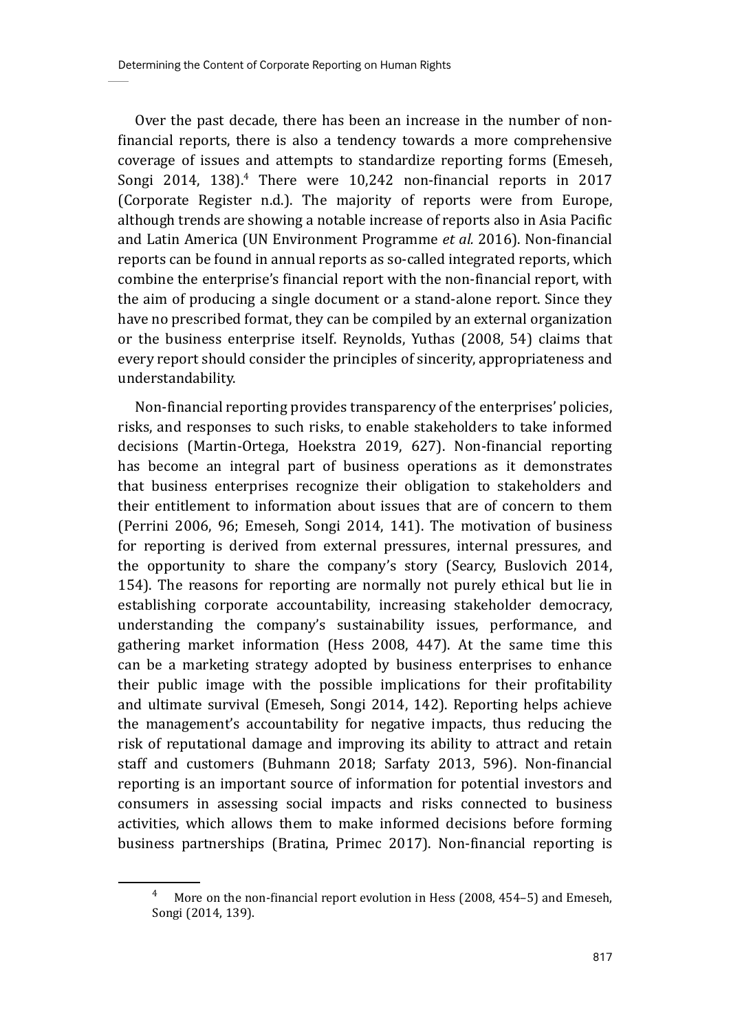Over the past decade, there has been an increase in the number of non-financial reports, there is also a tendency towards a more comprehensive coverage of issues and attempts to standardize reporting forms (Emeseh, Songi 2014, 138).[4] There were 10,242 non-financial reports in 2017 (Corporate Register n.d.). The majority of reports were from Europe, although trends are showing a notable increase of reports also in Asia Pacific and Latin America (UN Environment Programme *et al.* 2016). Non-financial reports can be found in annual reports as so-called integrated reports, which combine the enterprise's financial report with the non-financial report, with the aim of producing a single document or a stand-alone report. Since they have no prescribed format, they can be compiled by an external organization or the business enterprise itself. Reynolds, Yuthas (2008, 54) claims that every report should consider the principles of sincerity, appropriateness and understandability.

Non-financial reporting provides transparency of the enterprises' policies, risks, and responses to such risks, to enable stakeholders to take informed decisions (Martin-Ortega, Hoekstra 2019, 627). Non-financial reporting has become an integral part of business operations as it demonstrates that business enterprises recognize their obligation to stakeholders and their entitlement to information about issues that are of concern to them (Perrini 2006, 96; Emeseh, Songi 2014, 141). The motivation of business for reporting is derived from external pressures, internal pressures, and the opportunity to share the company's story (Searcy, Buslovich 2014, 154). The reasons for reporting are normally not purely ethical but lie in establishing corporate accountability, increasing stakeholder democracy, understanding the company's sustainability issues, performance, and gathering market information (Hess 2008, 447). At the same time this can be a marketing strategy adopted by business enterprises to enhance their public image with the possible implications for their profitability and ultimate survival (Emeseh, Songi 2014, 142). Reporting helps achieve the management's accountability for negative impacts, thus reducing the risk of reputational damage and improving its ability to attract and retain staff and customers (Buhmann 2018; Sarfaty 2013, 596). Non-financial reporting is an important source of information for potential investors and consumers in assessing social impacts and risks connected to business activities, which allows them to make informed decisions before forming business partnerships (Bratina, Primec 2017). Non-financial reporting is

---

[4] More on the non-financial report evolution in Hess (2008, 454–5) and Emeseh, Songi (2014, 139).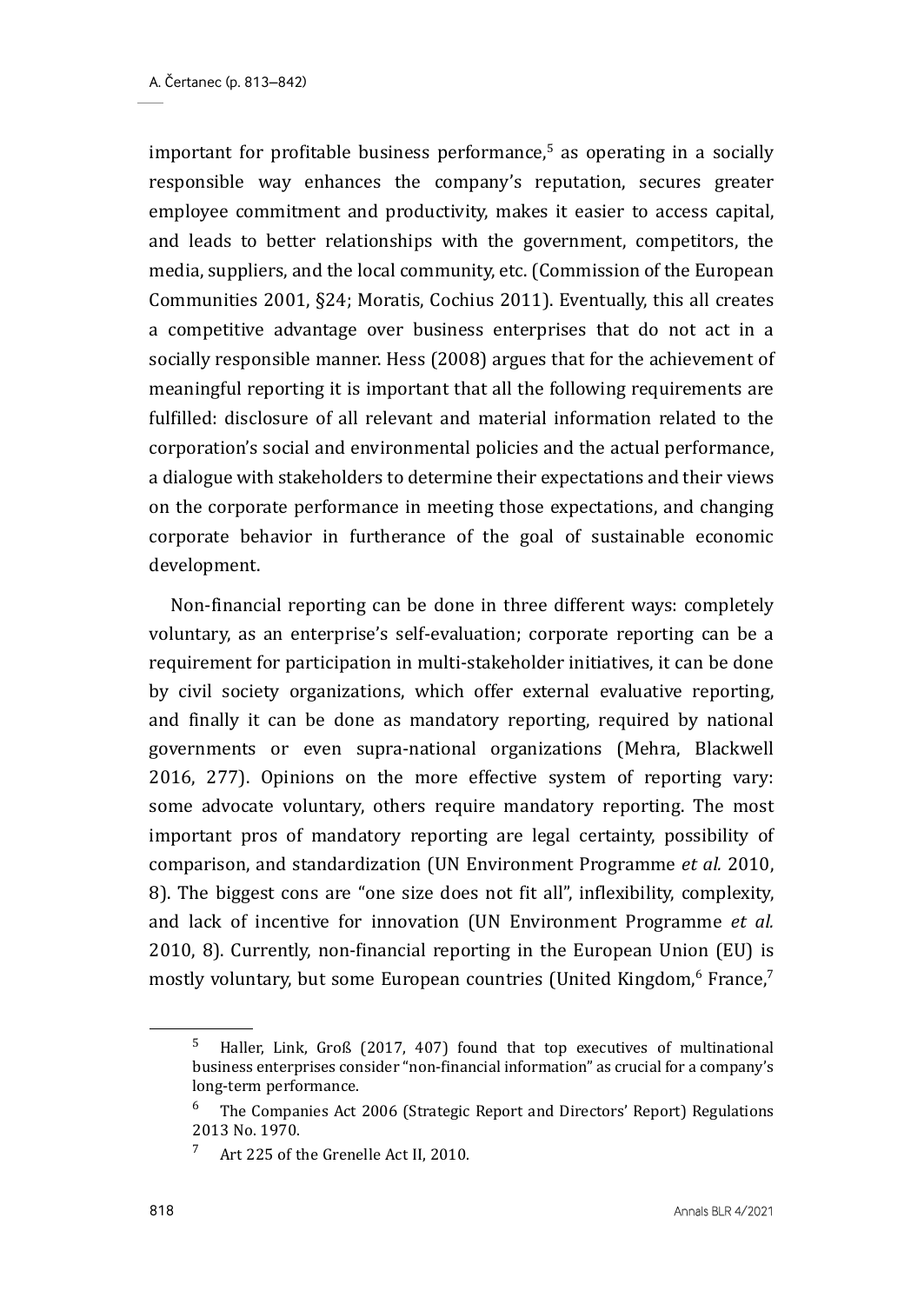important for profitable business performance,[5] as operating in a socially responsible way enhances the company's reputation, secures greater employee commitment and productivity, makes it easier to access capital, and leads to better relationships with the government, competitors, the media, suppliers, and the local community, etc. (Commission of the European Communities 2001, §24; Moratis, Cochius 2011). Eventually, this all creates a competitive advantage over business enterprises that do not act in a socially responsible manner. Hess (2008) argues that for the achievement of meaningful reporting it is important that all the following requirements are fulfilled: disclosure of all relevant and material information related to the corporation's social and environmental policies and the actual performance, a dialogue with stakeholders to determine their expectations and their views on the corporate performance in meeting those expectations, and changing corporate behavior in furtherance of the goal of sustainable economic development.

Non-financial reporting can be done in three different ways: completely voluntary, as an enterprise's self-evaluation; corporate reporting can be a requirement for participation in multi-stakeholder initiatives, it can be done by civil society organizations, which offer external evaluative reporting, and finally it can be done as mandatory reporting, required by national governments or even supra-national organizations (Mehra, Blackwell 2016, 277). Opinions on the more effective system of reporting vary: some advocate voluntary, others require mandatory reporting. The most important pros of mandatory reporting are legal certainty, possibility of comparison, and standardization (UN Environment Programme *et al.* 2010, 8). The biggest cons are "one size does not fit all", inflexibility, complexity, and lack of incentive for innovation (UN Environment Programme *et al.* 2010, 8). Currently, non-financial reporting in the European Union (EU) is mostly voluntary, but some European countries (United Kingdom,[6] France,[7]

---

[5] Haller, Link, Groß (2017, 407) found that top executives of multinational business enterprises consider "non-financial information" as crucial for a company's long-term performance.

[6] The Companies Act 2006 (Strategic Report and Directors' Report) Regulations 2013 No. 1970.

[7] Art 225 of the Grenelle Act II, 2010.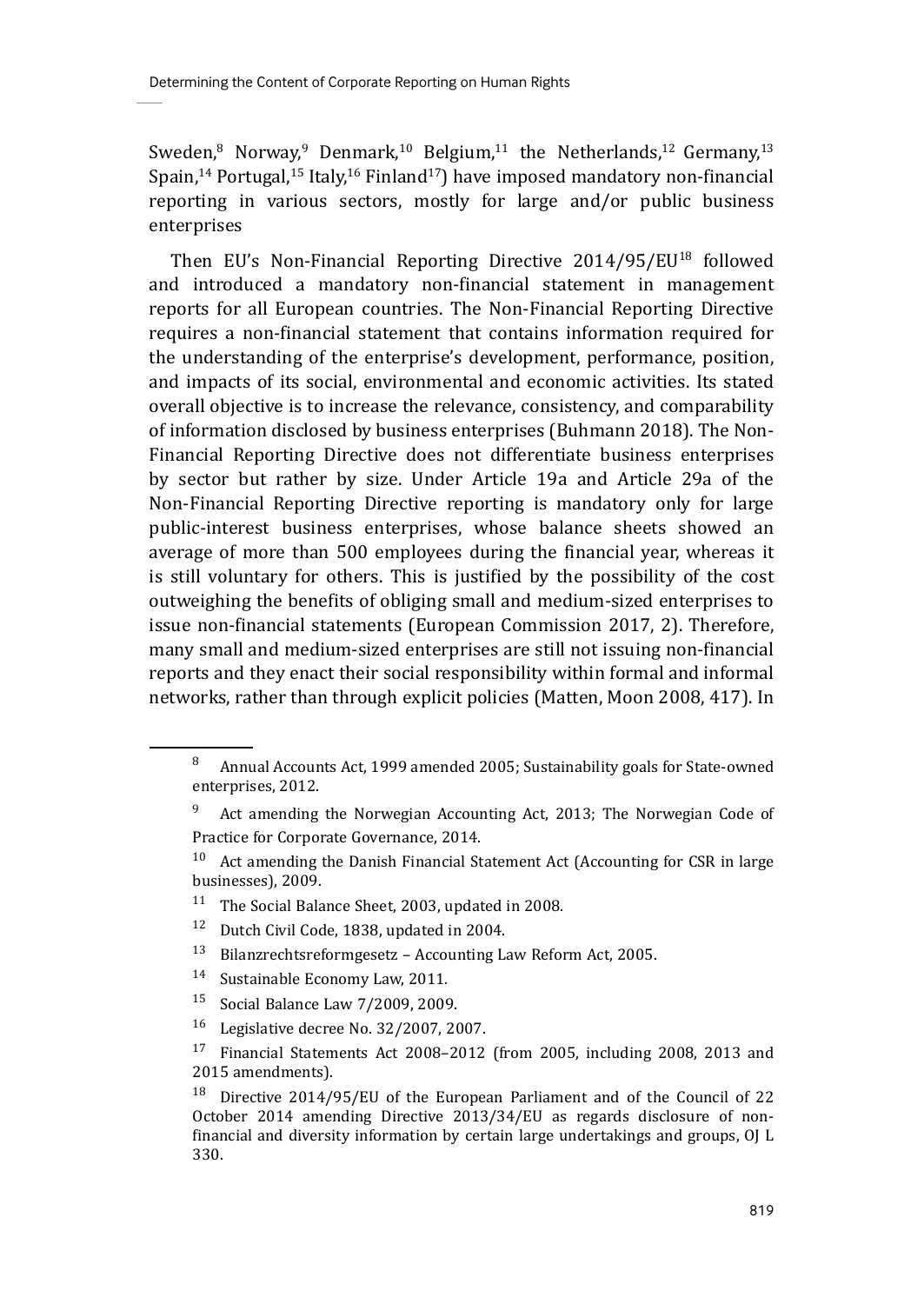Sweden,[8] Norway,[9] Denmark,[10] Belgium,[11] the Netherlands,[12] Germany,[13] Spain,[14] Portugal,[15] Italy,[16] Finland[17]) have imposed mandatory non-financial reporting in various sectors, mostly for large and/or public business enterprises

Then EU's Non-Financial Reporting Directive 2014/95/EU[18] followed and introduced a mandatory non-financial statement in management reports for all European countries. The Non-Financial Reporting Directive requires a non-financial statement that contains information required for the understanding of the enterprise's development, performance, position, and impacts of its social, environmental and economic activities. Its stated overall objective is to increase the relevance, consistency, and comparability of information disclosed by business enterprises (Buhmann 2018). The Non-Financial Reporting Directive does not differentiate business enterprises by sector but rather by size. Under Article 19a and Article 29a of the Non-Financial Reporting Directive reporting is mandatory only for large public-interest business enterprises, whose balance sheets showed an average of more than 500 employees during the financial year, whereas it is still voluntary for others. This is justified by the possibility of the cost outweighing the benefits of obliging small and medium-sized enterprises to issue non-financial statements (European Commission 2017, 2). Therefore, many small and medium-sized enterprises are still not issuing non-financial reports and they enact their social responsibility within formal and informal networks, rather than through explicit policies (Matten, Moon 2008, 417). In

---

[8] Annual Accounts Act, 1999 amended 2005; Sustainability goals for State-owned enterprises, 2012.

[9] Act amending the Norwegian Accounting Act, 2013; The Norwegian Code of Practice for Corporate Governance, 2014.

[10] Act amending the Danish Financial Statement Act (Accounting for CSR in large businesses), 2009.

[11] The Social Balance Sheet, 2003, updated in 2008.

[12] Dutch Civil Code, 1838, updated in 2004.

[13] Bilanzrechtsreformgesetz – Accounting Law Reform Act, 2005.

[14] Sustainable Economy Law, 2011.

[15] Social Balance Law 7/2009, 2009.

[16] Legislative decree No. 32/2007, 2007.

[17] Financial Statements Act 2008–2012 (from 2005, including 2008, 2013 and 2015 amendments).

[18] Directive 2014/95/EU of the European Parliament and of the Council of 22 October 2014 amending Directive 2013/34/EU as regards disclosure of non-financial and diversity information by certain large undertakings and groups, OJ L 330.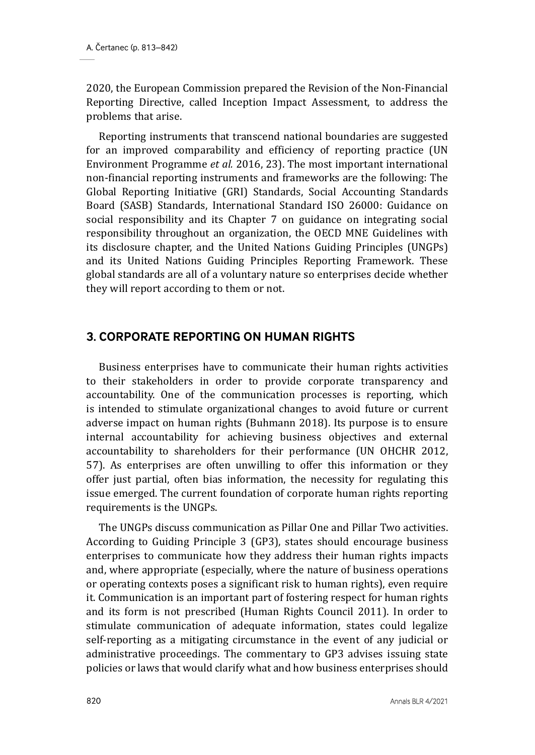2020, the European Commission prepared the Revision of the Non-Financial Reporting Directive, called Inception Impact Assessment, to address the problems that arise.

Reporting instruments that transcend national boundaries are suggested for an improved comparability and efficiency of reporting practice (UN Environment Programme *et al.* 2016, 23). The most important international non-financial reporting instruments and frameworks are the following: The Global Reporting Initiative (GRI) Standards, Social Accounting Standards Board (SASB) Standards, International Standard ISO 26000: Guidance on social responsibility and its Chapter 7 on guidance on integrating social responsibility throughout an organization, the OECD MNE Guidelines with its disclosure chapter, and the United Nations Guiding Principles (UNGPs) and its United Nations Guiding Principles Reporting Framework. These global standards are all of a voluntary nature so enterprises decide whether they will report according to them or not.

## 3. CORPORATE REPORTING ON HUMAN RIGHTS

Business enterprises have to communicate their human rights activities to their stakeholders in order to provide corporate transparency and accountability. One of the communication processes is reporting, which is intended to stimulate organizational changes to avoid future or current adverse impact on human rights (Buhmann 2018). Its purpose is to ensure internal accountability for achieving business objectives and external accountability to shareholders for their performance (UN OHCHR 2012, 57). As enterprises are often unwilling to offer this information or they offer just partial, often bias information, the necessity for regulating this issue emerged. The current foundation of corporate human rights reporting requirements is the UNGPs.

The UNGPs discuss communication as Pillar One and Pillar Two activities. According to Guiding Principle 3 (GP3), states should encourage business enterprises to communicate how they address their human rights impacts and, where appropriate (especially, where the nature of business operations or operating contexts poses a significant risk to human rights), even require it. Communication is an important part of fostering respect for human rights and its form is not prescribed (Human Rights Council 2011). In order to stimulate communication of adequate information, states could legalize self-reporting as a mitigating circumstance in the event of any judicial or administrative proceedings. The commentary to GP3 advises issuing state policies or laws that would clarify what and how business enterprises should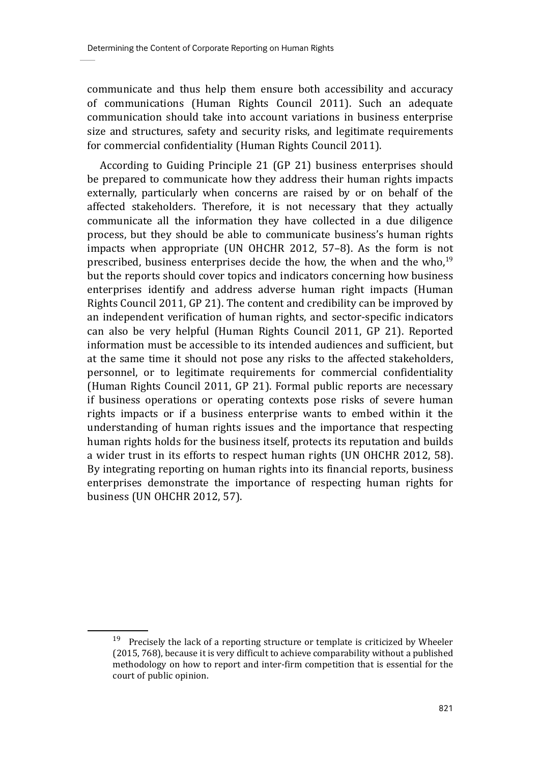communicate and thus help them ensure both accessibility and accuracy of communications (Human Rights Council 2011). Such an adequate communication should take into account variations in business enterprise size and structures, safety and security risks, and legitimate requirements for commercial confidentiality (Human Rights Council 2011).

According to Guiding Principle 21 (GP 21) business enterprises should be prepared to communicate how they address their human rights impacts externally, particularly when concerns are raised by or on behalf of the affected stakeholders. Therefore, it is not necessary that they actually communicate all the information they have collected in a due diligence process, but they should be able to communicate business's human rights impacts when appropriate (UN OHCHR 2012, 57–8). As the form is not prescribed, business enterprises decide the how, the when and the who,[19] but the reports should cover topics and indicators concerning how business enterprises identify and address adverse human right impacts (Human Rights Council 2011, GP 21). The content and credibility can be improved by an independent verification of human rights, and sector-specific indicators can also be very helpful (Human Rights Council 2011, GP 21). Reported information must be accessible to its intended audiences and sufficient, but at the same time it should not pose any risks to the affected stakeholders, personnel, or to legitimate requirements for commercial confidentiality (Human Rights Council 2011, GP 21). Formal public reports are necessary if business operations or operating contexts pose risks of severe human rights impacts or if a business enterprise wants to embed within it the understanding of human rights issues and the importance that respecting human rights holds for the business itself, protects its reputation and builds a wider trust in its efforts to respect human rights (UN OHCHR 2012, 58). By integrating reporting on human rights into its financial reports, business enterprises demonstrate the importance of respecting human rights for business (UN OHCHR 2012, 57).

[19] Precisely the lack of a reporting structure or template is criticized by Wheeler (2015, 768), because it is very difficult to achieve comparability without a published methodology on how to report and inter-firm competition that is essential for the court of public opinion.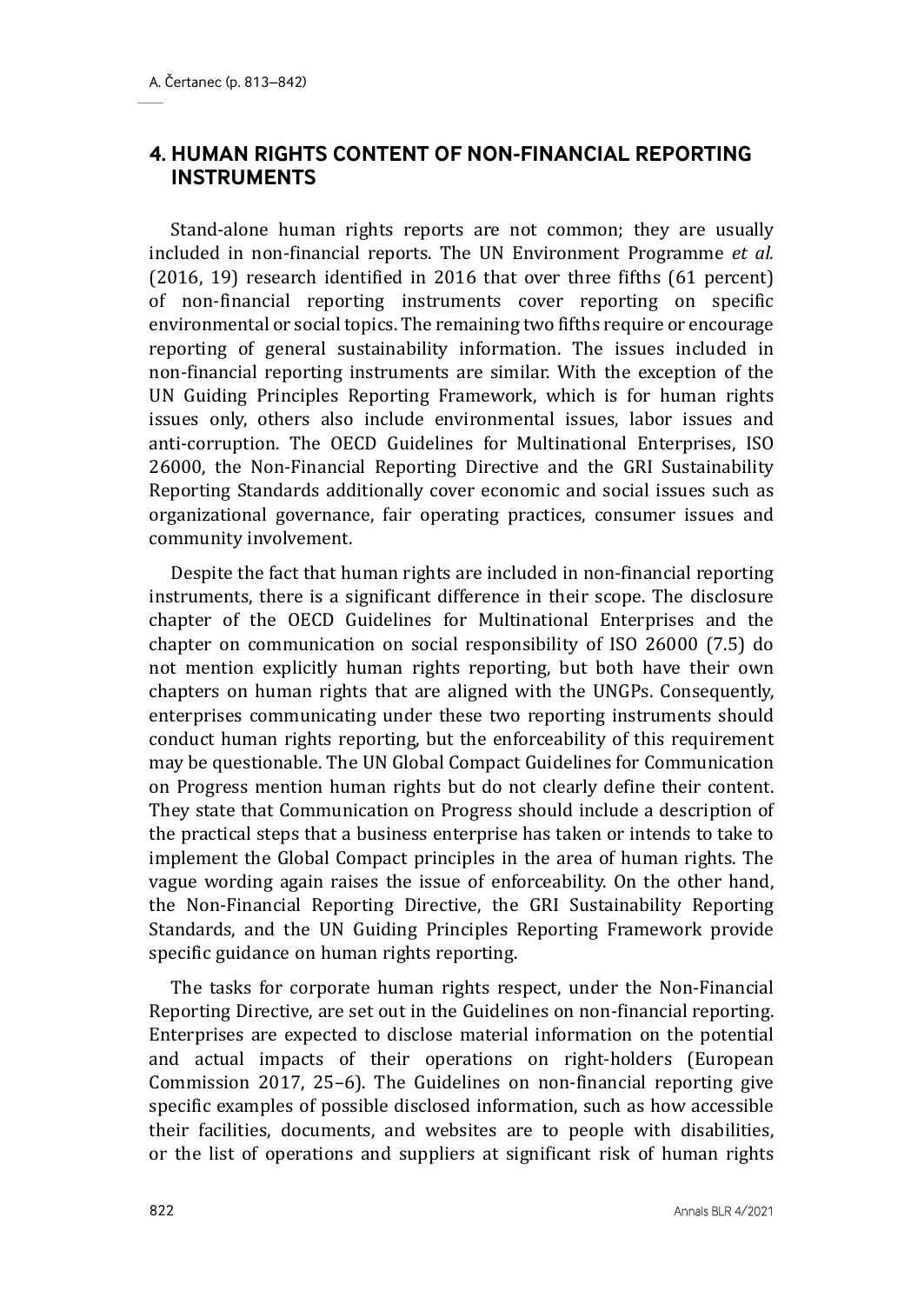## 4. HUMAN RIGHTS CONTENT OF NON-FINANCIAL REPORTING INSTRUMENTS

Stand-alone human rights reports are not common; they are usually included in non-financial reports. The UN Environment Programme *et al.* (2016, 19) research identified in 2016 that over three fifths (61 percent) of non-financial reporting instruments cover reporting on specific environmental or social topics. The remaining two fifths require or encourage reporting of general sustainability information. The issues included in non-financial reporting instruments are similar. With the exception of the UN Guiding Principles Reporting Framework, which is for human rights issues only, others also include environmental issues, labor issues and anti-corruption. The OECD Guidelines for Multinational Enterprises, ISO 26000, the Non-Financial Reporting Directive and the GRI Sustainability Reporting Standards additionally cover economic and social issues such as organizational governance, fair operating practices, consumer issues and community involvement.

Despite the fact that human rights are included in non-financial reporting instruments, there is a significant difference in their scope. The disclosure chapter of the OECD Guidelines for Multinational Enterprises and the chapter on communication on social responsibility of ISO 26000 (7.5) do not mention explicitly human rights reporting, but both have their own chapters on human rights that are aligned with the UNGPs. Consequently, enterprises communicating under these two reporting instruments should conduct human rights reporting, but the enforceability of this requirement may be questionable. The UN Global Compact Guidelines for Communication on Progress mention human rights but do not clearly define their content. They state that Communication on Progress should include a description of the practical steps that a business enterprise has taken or intends to take to implement the Global Compact principles in the area of human rights. The vague wording again raises the issue of enforceability. On the other hand, the Non-Financial Reporting Directive, the GRI Sustainability Reporting Standards, and the UN Guiding Principles Reporting Framework provide specific guidance on human rights reporting.

The tasks for corporate human rights respect, under the Non-Financial Reporting Directive, are set out in the Guidelines on non-financial reporting. Enterprises are expected to disclose material information on the potential and actual impacts of their operations on right-holders (European Commission 2017, 25–6). The Guidelines on non-financial reporting give specific examples of possible disclosed information, such as how accessible their facilities, documents, and websites are to people with disabilities, or the list of operations and suppliers at significant risk of human rights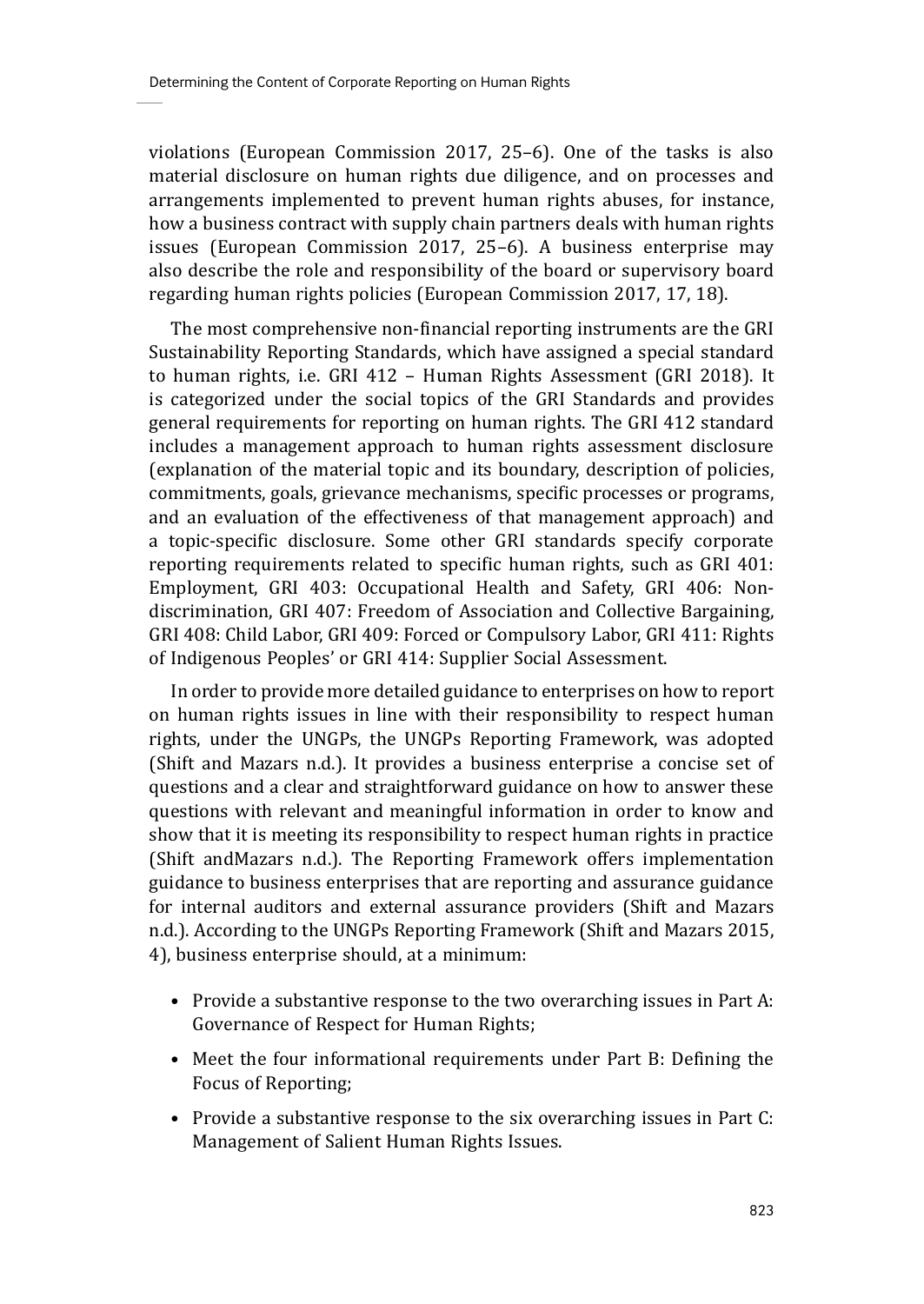violations (European Commission 2017, 25–6). One of the tasks is also material disclosure on human rights due diligence, and on processes and arrangements implemented to prevent human rights abuses, for instance, how a business contract with supply chain partners deals with human rights issues (European Commission 2017, 25–6). A business enterprise may also describe the role and responsibility of the board or supervisory board regarding human rights policies (European Commission 2017, 17, 18).

The most comprehensive non-financial reporting instruments are the GRI Sustainability Reporting Standards, which have assigned a special standard to human rights, i.e. GRI 412 – Human Rights Assessment (GRI 2018). It is categorized under the social topics of the GRI Standards and provides general requirements for reporting on human rights. The GRI 412 standard includes a management approach to human rights assessment disclosure (explanation of the material topic and its boundary, description of policies, commitments, goals, grievance mechanisms, specific processes or programs, and an evaluation of the effectiveness of that management approach) and a topic-specific disclosure. Some other GRI standards specify corporate reporting requirements related to specific human rights, such as GRI 401: Employment, GRI 403: Occupational Health and Safety, GRI 406: Non-discrimination, GRI 407: Freedom of Association and Collective Bargaining, GRI 408: Child Labor, GRI 409: Forced or Compulsory Labor, GRI 411: Rights of Indigenous Peoples' or GRI 414: Supplier Social Assessment.

In order to provide more detailed guidance to enterprises on how to report on human rights issues in line with their responsibility to respect human rights, under the UNGPs, the UNGPs Reporting Framework, was adopted (Shift and Mazars n.d.). It provides a business enterprise a concise set of questions and a clear and straightforward guidance on how to answer these questions with relevant and meaningful information in order to know and show that it is meeting its responsibility to respect human rights in practice (Shift andMazars n.d.). The Reporting Framework offers implementation guidance to business enterprises that are reporting and assurance guidance for internal auditors and external assurance providers (Shift and Mazars n.d.). According to the UNGPs Reporting Framework (Shift and Mazars 2015, 4), business enterprise should, at a minimum:

- Provide a substantive response to the two overarching issues in Part A: Governance of Respect for Human Rights;
- Meet the four informational requirements under Part B: Defining the Focus of Reporting;
- Provide a substantive response to the six overarching issues in Part C: Management of Salient Human Rights Issues.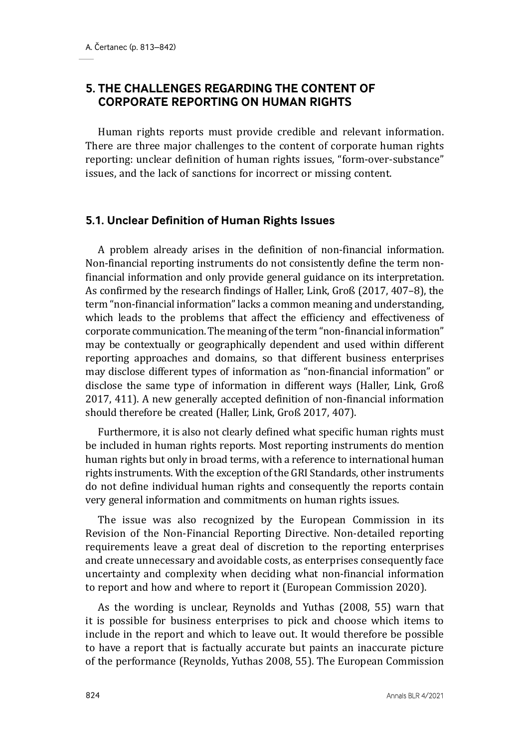## 5. THE CHALLENGES REGARDING THE CONTENT OF CORPORATE REPORTING ON HUMAN RIGHTS

Human rights reports must provide credible and relevant information. There are three major challenges to the content of corporate human rights reporting: unclear definition of human rights issues, "form-over-substance" issues, and the lack of sanctions for incorrect or missing content.

### 5.1. Unclear Definition of Human Rights Issues

A problem already arises in the definition of non-financial information. Non-financial reporting instruments do not consistently define the term non-financial information and only provide general guidance on its interpretation. As confirmed by the research findings of Haller, Link, Groß (2017, 407–8), the term "non-financial information" lacks a common meaning and understanding, which leads to the problems that affect the efficiency and effectiveness of corporate communication. The meaning of the term "non-financial information" may be contextually or geographically dependent and used within different reporting approaches and domains, so that different business enterprises may disclose different types of information as "non-financial information" or disclose the same type of information in different ways (Haller, Link, Groß 2017, 411). A new generally accepted definition of non-financial information should therefore be created (Haller, Link, Groß 2017, 407).

Furthermore, it is also not clearly defined what specific human rights must be included in human rights reports. Most reporting instruments do mention human rights but only in broad terms, with a reference to international human rights instruments. With the exception of the GRI Standards, other instruments do not define individual human rights and consequently the reports contain very general information and commitments on human rights issues.

The issue was also recognized by the European Commission in its Revision of the Non-Financial Reporting Directive. Non-detailed reporting requirements leave a great deal of discretion to the reporting enterprises and create unnecessary and avoidable costs, as enterprises consequently face uncertainty and complexity when deciding what non-financial information to report and how and where to report it (European Commission 2020).

As the wording is unclear, Reynolds and Yuthas (2008, 55) warn that it is possible for business enterprises to pick and choose which items to include in the report and which to leave out. It would therefore be possible to have a report that is factually accurate but paints an inaccurate picture of the performance (Reynolds, Yuthas 2008, 55). The European Commission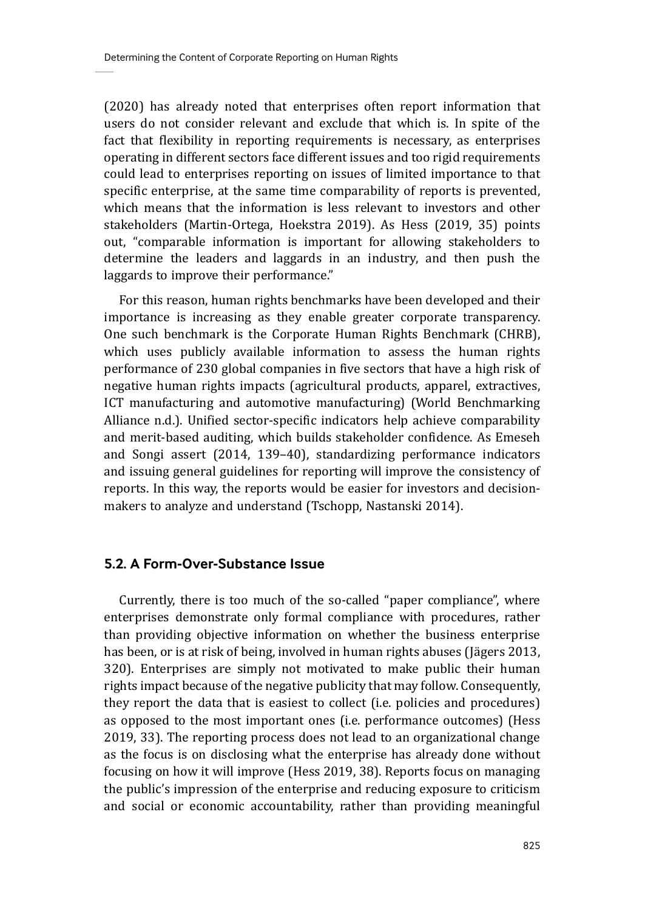(2020) has already noted that enterprises often report information that users do not consider relevant and exclude that which is. In spite of the fact that flexibility in reporting requirements is necessary, as enterprises operating in different sectors face different issues and too rigid requirements could lead to enterprises reporting on issues of limited importance to that specific enterprise, at the same time comparability of reports is prevented, which means that the information is less relevant to investors and other stakeholders (Martin-Ortega, Hoekstra 2019). As Hess (2019, 35) points out, "comparable information is important for allowing stakeholders to determine the leaders and laggards in an industry, and then push the laggards to improve their performance."

For this reason, human rights benchmarks have been developed and their importance is increasing as they enable greater corporate transparency. One such benchmark is the Corporate Human Rights Benchmark (CHRB), which uses publicly available information to assess the human rights performance of 230 global companies in five sectors that have a high risk of negative human rights impacts (agricultural products, apparel, extractives, ICT manufacturing and automotive manufacturing) (World Benchmarking Alliance n.d.). Unified sector-specific indicators help achieve comparability and merit-based auditing, which builds stakeholder confidence. As Emeseh and Songi assert (2014, 139–40), standardizing performance indicators and issuing general guidelines for reporting will improve the consistency of reports. In this way, the reports would be easier for investors and decision-makers to analyze and understand (Tschopp, Nastanski 2014).

## 5.2. A Form-Over-Substance Issue

Currently, there is too much of the so-called "paper compliance", where enterprises demonstrate only formal compliance with procedures, rather than providing objective information on whether the business enterprise has been, or is at risk of being, involved in human rights abuses (Jägers 2013, 320). Enterprises are simply not motivated to make public their human rights impact because of the negative publicity that may follow. Consequently, they report the data that is easiest to collect (i.e. policies and procedures) as opposed to the most important ones (i.e. performance outcomes) (Hess 2019, 33). The reporting process does not lead to an organizational change as the focus is on disclosing what the enterprise has already done without focusing on how it will improve (Hess 2019, 38). Reports focus on managing the public's impression of the enterprise and reducing exposure to criticism and social or economic accountability, rather than providing meaningful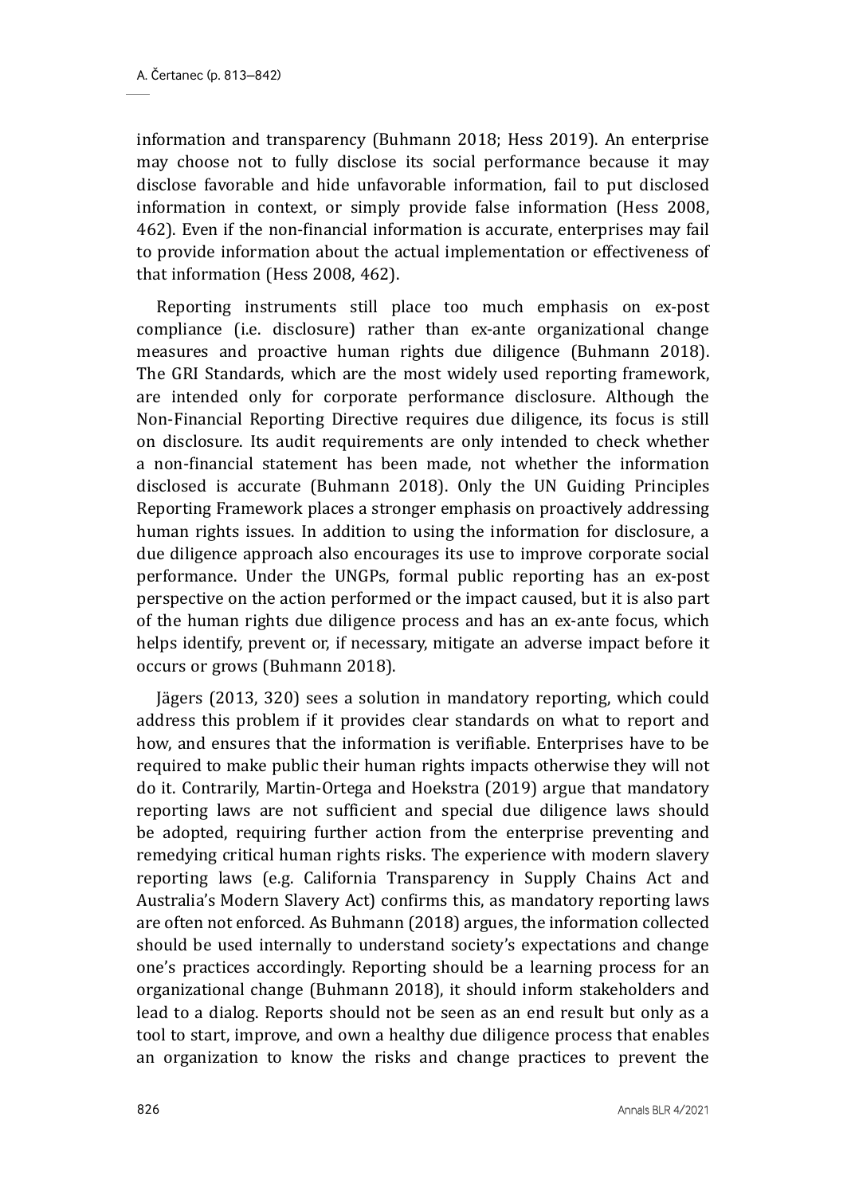information and transparency (Buhmann 2018; Hess 2019). An enterprise may choose not to fully disclose its social performance because it may disclose favorable and hide unfavorable information, fail to put disclosed information in context, or simply provide false information (Hess 2008, 462). Even if the non-financial information is accurate, enterprises may fail to provide information about the actual implementation or effectiveness of that information (Hess 2008, 462).

Reporting instruments still place too much emphasis on ex-post compliance (i.e. disclosure) rather than ex-ante organizational change measures and proactive human rights due diligence (Buhmann 2018). The GRI Standards, which are the most widely used reporting framework, are intended only for corporate performance disclosure. Although the Non-Financial Reporting Directive requires due diligence, its focus is still on disclosure. Its audit requirements are only intended to check whether a non-financial statement has been made, not whether the information disclosed is accurate (Buhmann 2018). Only the UN Guiding Principles Reporting Framework places a stronger emphasis on proactively addressing human rights issues. In addition to using the information for disclosure, a due diligence approach also encourages its use to improve corporate social performance. Under the UNGPs, formal public reporting has an ex-post perspective on the action performed or the impact caused, but it is also part of the human rights due diligence process and has an ex-ante focus, which helps identify, prevent or, if necessary, mitigate an adverse impact before it occurs or grows (Buhmann 2018).

Jägers (2013, 320) sees a solution in mandatory reporting, which could address this problem if it provides clear standards on what to report and how, and ensures that the information is verifiable. Enterprises have to be required to make public their human rights impacts otherwise they will not do it. Contrarily, Martin-Ortega and Hoekstra (2019) argue that mandatory reporting laws are not sufficient and special due diligence laws should be adopted, requiring further action from the enterprise preventing and remedying critical human rights risks. The experience with modern slavery reporting laws (e.g. California Transparency in Supply Chains Act and Australia's Modern Slavery Act) confirms this, as mandatory reporting laws are often not enforced. As Buhmann (2018) argues, the information collected should be used internally to understand society's expectations and change one's practices accordingly. Reporting should be a learning process for an organizational change (Buhmann 2018), it should inform stakeholders and lead to a dialog. Reports should not be seen as an end result but only as a tool to start, improve, and own a healthy due diligence process that enables an organization to know the risks and change practices to prevent the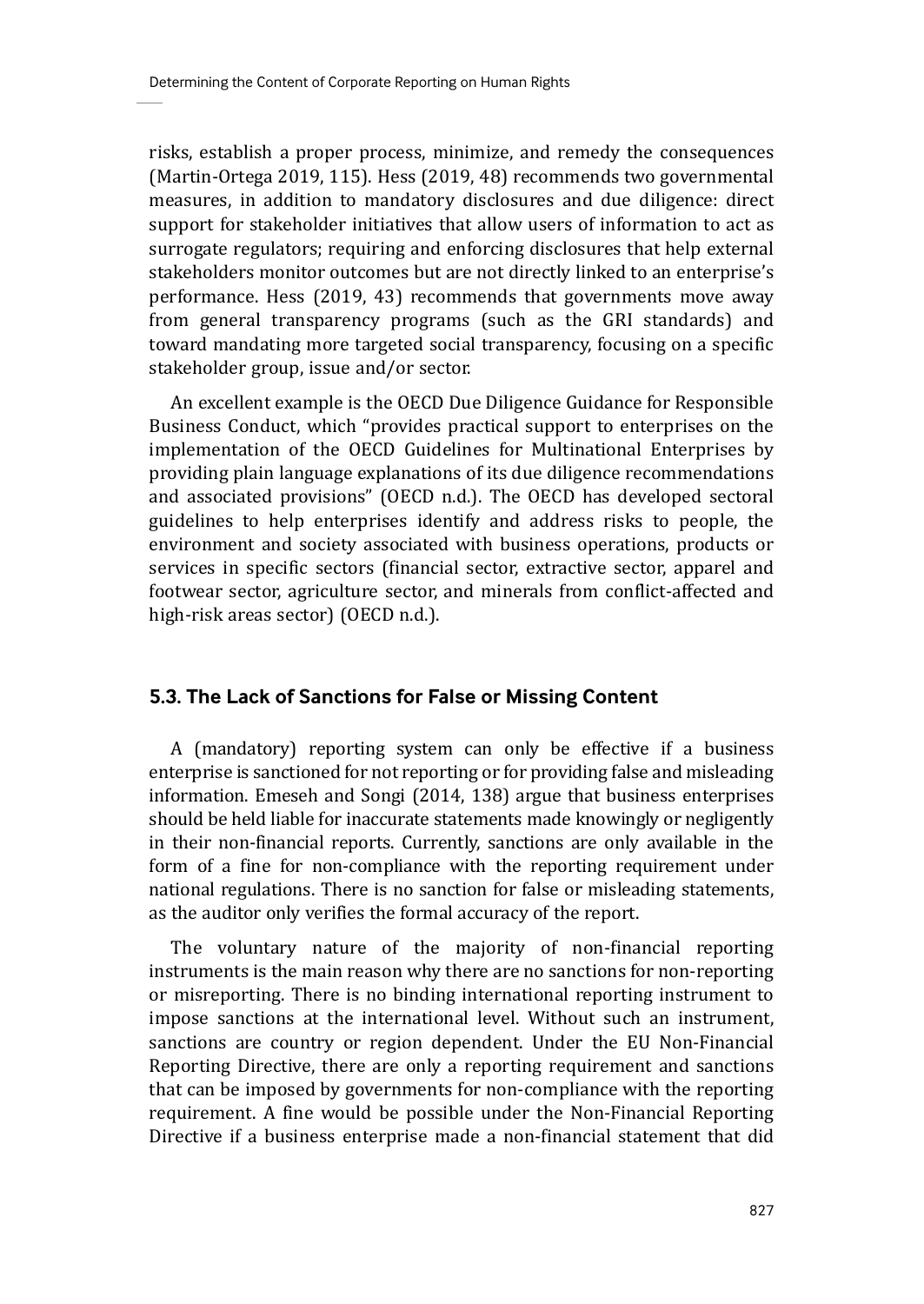risks, establish a proper process, minimize, and remedy the consequences (Martin-Ortega 2019, 115). Hess (2019, 48) recommends two governmental measures, in addition to mandatory disclosures and due diligence: direct support for stakeholder initiatives that allow users of information to act as surrogate regulators; requiring and enforcing disclosures that help external stakeholders monitor outcomes but are not directly linked to an enterprise's performance. Hess (2019, 43) recommends that governments move away from general transparency programs (such as the GRI standards) and toward mandating more targeted social transparency, focusing on a specific stakeholder group, issue and/or sector.

An excellent example is the OECD Due Diligence Guidance for Responsible Business Conduct, which "provides practical support to enterprises on the implementation of the OECD Guidelines for Multinational Enterprises by providing plain language explanations of its due diligence recommendations and associated provisions" (OECD n.d.). The OECD has developed sectoral guidelines to help enterprises identify and address risks to people, the environment and society associated with business operations, products or services in specific sectors (financial sector, extractive sector, apparel and footwear sector, agriculture sector, and minerals from conflict-affected and high-risk areas sector) (OECD n.d.).

### 5.3. The Lack of Sanctions for False or Missing Content

A (mandatory) reporting system can only be effective if a business enterprise is sanctioned for not reporting or for providing false and misleading information. Emeseh and Songi (2014, 138) argue that business enterprises should be held liable for inaccurate statements made knowingly or negligently in their non-financial reports. Currently, sanctions are only available in the form of a fine for non-compliance with the reporting requirement under national regulations. There is no sanction for false or misleading statements, as the auditor only verifies the formal accuracy of the report.

The voluntary nature of the majority of non-financial reporting instruments is the main reason why there are no sanctions for non-reporting or misreporting. There is no binding international reporting instrument to impose sanctions at the international level. Without such an instrument, sanctions are country or region dependent. Under the EU Non-Financial Reporting Directive, there are only a reporting requirement and sanctions that can be imposed by governments for non-compliance with the reporting requirement. A fine would be possible under the Non-Financial Reporting Directive if a business enterprise made a non-financial statement that did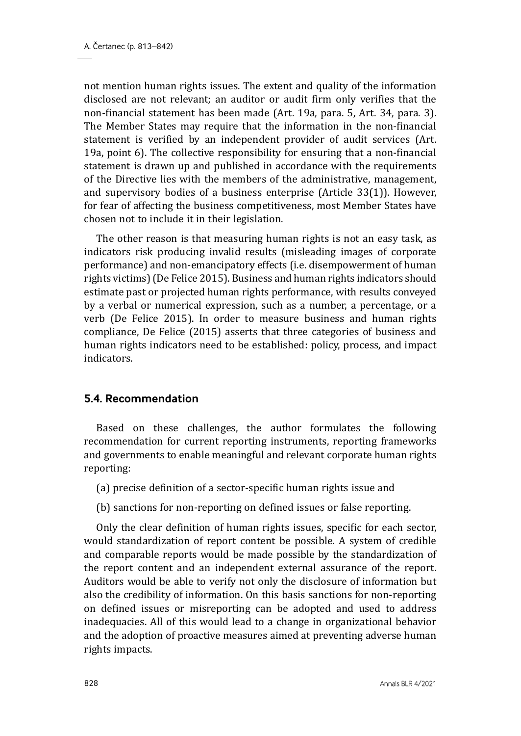not mention human rights issues. The extent and quality of the information disclosed are not relevant; an auditor or audit firm only verifies that the non-financial statement has been made (Art. 19a, para. 5, Art. 34, para. 3). The Member States may require that the information in the non-financial statement is verified by an independent provider of audit services (Art. 19a, point 6). The collective responsibility for ensuring that a non-financial statement is drawn up and published in accordance with the requirements of the Directive lies with the members of the administrative, management, and supervisory bodies of a business enterprise (Article 33(1)). However, for fear of affecting the business competitiveness, most Member States have chosen not to include it in their legislation.

The other reason is that measuring human rights is not an easy task, as indicators risk producing invalid results (misleading images of corporate performance) and non-emancipatory effects (i.e. disempowerment of human rights victims) (De Felice 2015). Business and human rights indicators should estimate past or projected human rights performance, with results conveyed by a verbal or numerical expression, such as a number, a percentage, or a verb (De Felice 2015). In order to measure business and human rights compliance, De Felice (2015) asserts that three categories of business and human rights indicators need to be established: policy, process, and impact indicators.

### 5.4. Recommendation

Based on these challenges, the author formulates the following recommendation for current reporting instruments, reporting frameworks and governments to enable meaningful and relevant corporate human rights reporting:

(a) precise definition of a sector-specific human rights issue and

(b) sanctions for non-reporting on defined issues or false reporting.

Only the clear definition of human rights issues, specific for each sector, would standardization of report content be possible. A system of credible and comparable reports would be made possible by the standardization of the report content and an independent external assurance of the report. Auditors would be able to verify not only the disclosure of information but also the credibility of information. On this basis sanctions for non-reporting on defined issues or misreporting can be adopted and used to address inadequacies. All of this would lead to a change in organizational behavior and the adoption of proactive measures aimed at preventing adverse human rights impacts.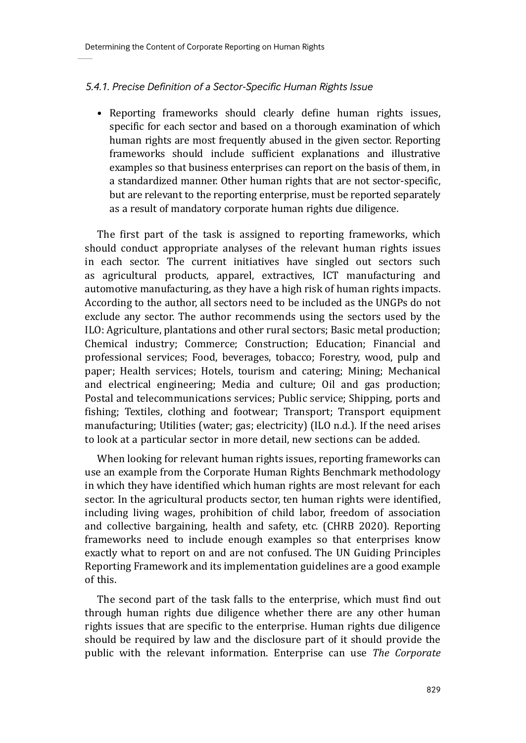#### *5.4.1. Precise Definition of a Sector-Specific Human Rights Issue*

- Reporting frameworks should clearly define human rights issues, specific for each sector and based on a thorough examination of which human rights are most frequently abused in the given sector. Reporting frameworks should include sufficient explanations and illustrative examples so that business enterprises can report on the basis of them, in a standardized manner. Other human rights that are not sector-specific, but are relevant to the reporting enterprise, must be reported separately as a result of mandatory corporate human rights due diligence.

The first part of the task is assigned to reporting frameworks, which should conduct appropriate analyses of the relevant human rights issues in each sector. The current initiatives have singled out sectors such as agricultural products, apparel, extractives, ICT manufacturing and automotive manufacturing, as they have a high risk of human rights impacts. According to the author, all sectors need to be included as the UNGPs do not exclude any sector. The author recommends using the sectors used by the ILO: Agriculture, plantations and other rural sectors; Basic metal production; Chemical industry; Commerce; Construction; Education; Financial and professional services; Food, beverages, tobacco; Forestry, wood, pulp and paper; Health services; Hotels, tourism and catering; Mining; Mechanical and electrical engineering; Media and culture; Oil and gas production; Postal and telecommunications services; Public service; Shipping, ports and fishing; Textiles, clothing and footwear; Transport; Transport equipment manufacturing; Utilities (water; gas; electricity) (ILO n.d.). If the need arises to look at a particular sector in more detail, new sections can be added.

When looking for relevant human rights issues, reporting frameworks can use an example from the Corporate Human Rights Benchmark methodology in which they have identified which human rights are most relevant for each sector. In the agricultural products sector, ten human rights were identified, including living wages, prohibition of child labor, freedom of association and collective bargaining, health and safety, etc. (CHRB 2020). Reporting frameworks need to include enough examples so that enterprises know exactly what to report on and are not confused. The UN Guiding Principles Reporting Framework and its implementation guidelines are a good example of this.

The second part of the task falls to the enterprise, which must find out through human rights due diligence whether there are any other human rights issues that are specific to the enterprise. Human rights due diligence should be required by law and the disclosure part of it should provide the public with the relevant information. Enterprise can use *The Corporate*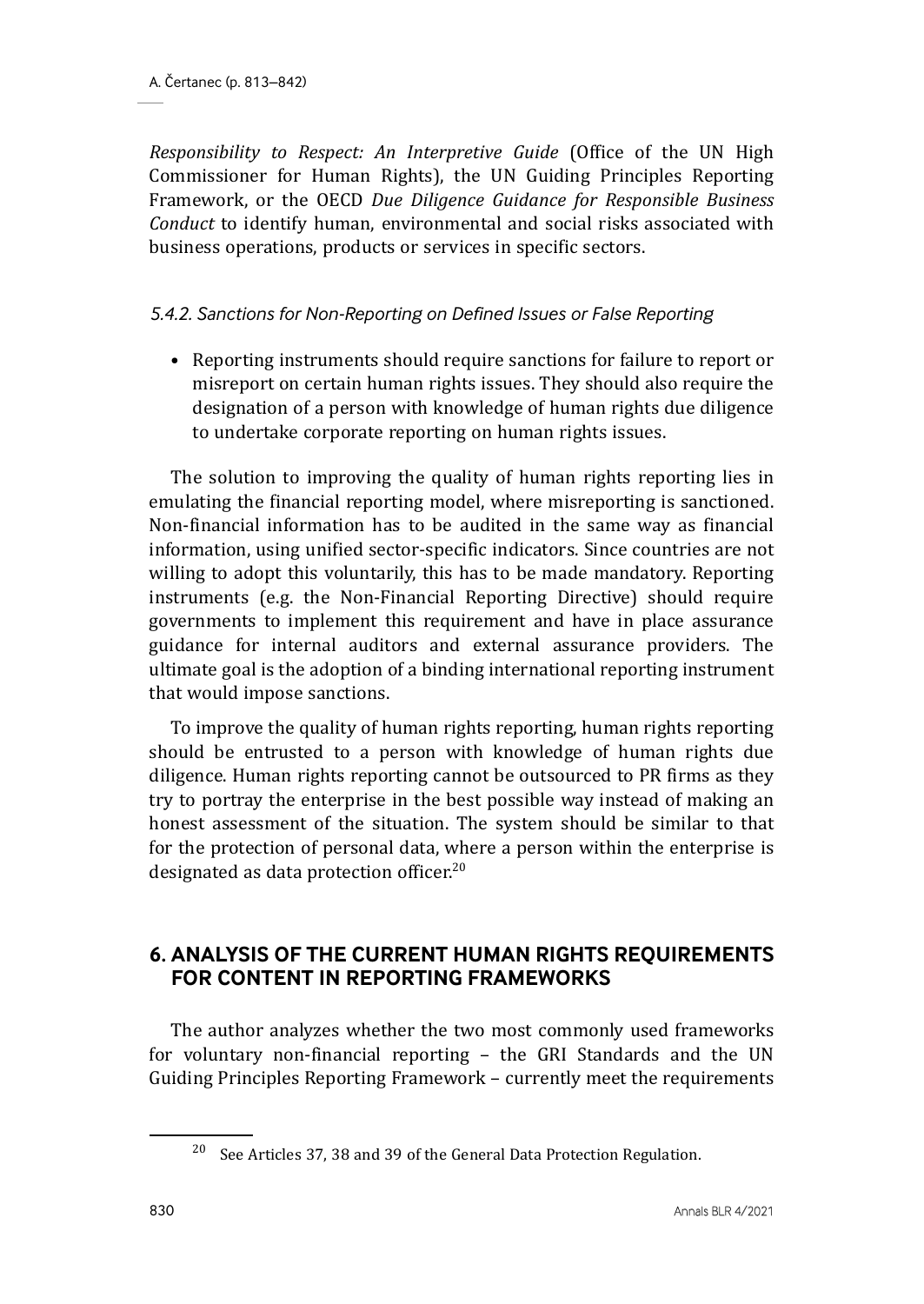*Responsibility to Respect: An Interpretive Guide* (Office of the UN High Commissioner for Human Rights), the UN Guiding Principles Reporting Framework, or the OECD *Due Diligence Guidance for Responsible Business Conduct* to identify human, environmental and social risks associated with business operations, products or services in specific sectors.

#### *5.4.2. Sanctions for Non-Reporting on Defined Issues or False Reporting*

- Reporting instruments should require sanctions for failure to report or misreport on certain human rights issues. They should also require the designation of a person with knowledge of human rights due diligence to undertake corporate reporting on human rights issues.

The solution to improving the quality of human rights reporting lies in emulating the financial reporting model, where misreporting is sanctioned. Non-financial information has to be audited in the same way as financial information, using unified sector-specific indicators. Since countries are not willing to adopt this voluntarily, this has to be made mandatory. Reporting instruments (e.g. the Non-Financial Reporting Directive) should require governments to implement this requirement and have in place assurance guidance for internal auditors and external assurance providers. The ultimate goal is the adoption of a binding international reporting instrument that would impose sanctions.

To improve the quality of human rights reporting, human rights reporting should be entrusted to a person with knowledge of human rights due diligence. Human rights reporting cannot be outsourced to PR firms as they try to portray the enterprise in the best possible way instead of making an honest assessment of the situation. The system should be similar to that for the protection of personal data, where a person within the enterprise is designated as data protection officer.[20]

## 6. ANALYSIS OF THE CURRENT HUMAN RIGHTS REQUIREMENTS FOR CONTENT IN REPORTING FRAMEWORKS

The author analyzes whether the two most commonly used frameworks for voluntary non-financial reporting – the GRI Standards and the UN Guiding Principles Reporting Framework – currently meet the requirements

[20] See Articles 37, 38 and 39 of the General Data Protection Regulation.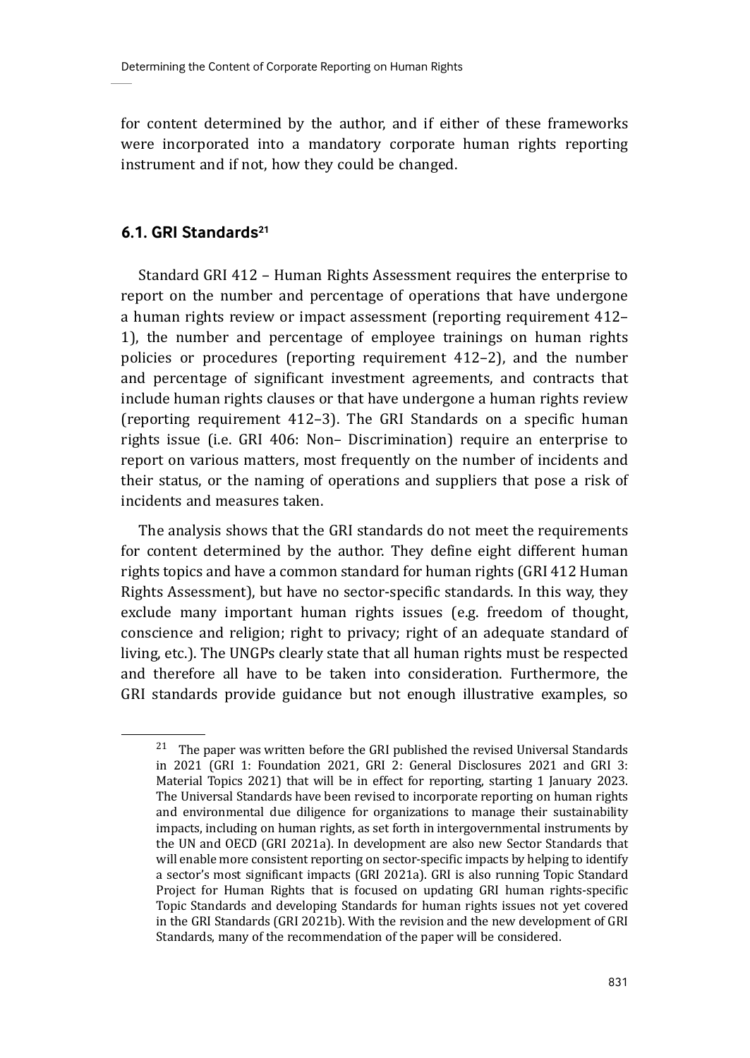for content determined by the author, and if either of these frameworks were incorporated into a mandatory corporate human rights reporting instrument and if not, how they could be changed.

### 6.1. GRI Standards[21]

Standard GRI 412 – Human Rights Assessment requires the enterprise to report on the number and percentage of operations that have undergone a human rights review or impact assessment (reporting requirement 412–1), the number and percentage of employee trainings on human rights policies or procedures (reporting requirement 412–2), and the number and percentage of significant investment agreements, and contracts that include human rights clauses or that have undergone a human rights review (reporting requirement 412–3). The GRI Standards on a specific human rights issue (i.e. GRI 406: Non– Discrimination) require an enterprise to report on various matters, most frequently on the number of incidents and their status, or the naming of operations and suppliers that pose a risk of incidents and measures taken.

The analysis shows that the GRI standards do not meet the requirements for content determined by the author. They define eight different human rights topics and have a common standard for human rights (GRI 412 Human Rights Assessment), but have no sector-specific standards. In this way, they exclude many important human rights issues (e.g. freedom of thought, conscience and religion; right to privacy; right of an adequate standard of living, etc.). The UNGPs clearly state that all human rights must be respected and therefore all have to be taken into consideration. Furthermore, the GRI standards provide guidance but not enough illustrative examples, so

[21] The paper was written before the GRI published the revised Universal Standards in 2021 (GRI 1: Foundation 2021, GRI 2: General Disclosures 2021 and GRI 3: Material Topics 2021) that will be in effect for reporting, starting 1 January 2023. The Universal Standards have been revised to incorporate reporting on human rights and environmental due diligence for organizations to manage their sustainability impacts, including on human rights, as set forth in intergovernmental instruments by the UN and OECD (GRI 2021a). In development are also new Sector Standards that will enable more consistent reporting on sector-specific impacts by helping to identify a sector's most significant impacts (GRI 2021a). GRI is also running Topic Standard Project for Human Rights that is focused on updating GRI human rights-specific Topic Standards and developing Standards for human rights issues not yet covered in the GRI Standards (GRI 2021b). With the revision and the new development of GRI Standards, many of the recommendation of the paper will be considered.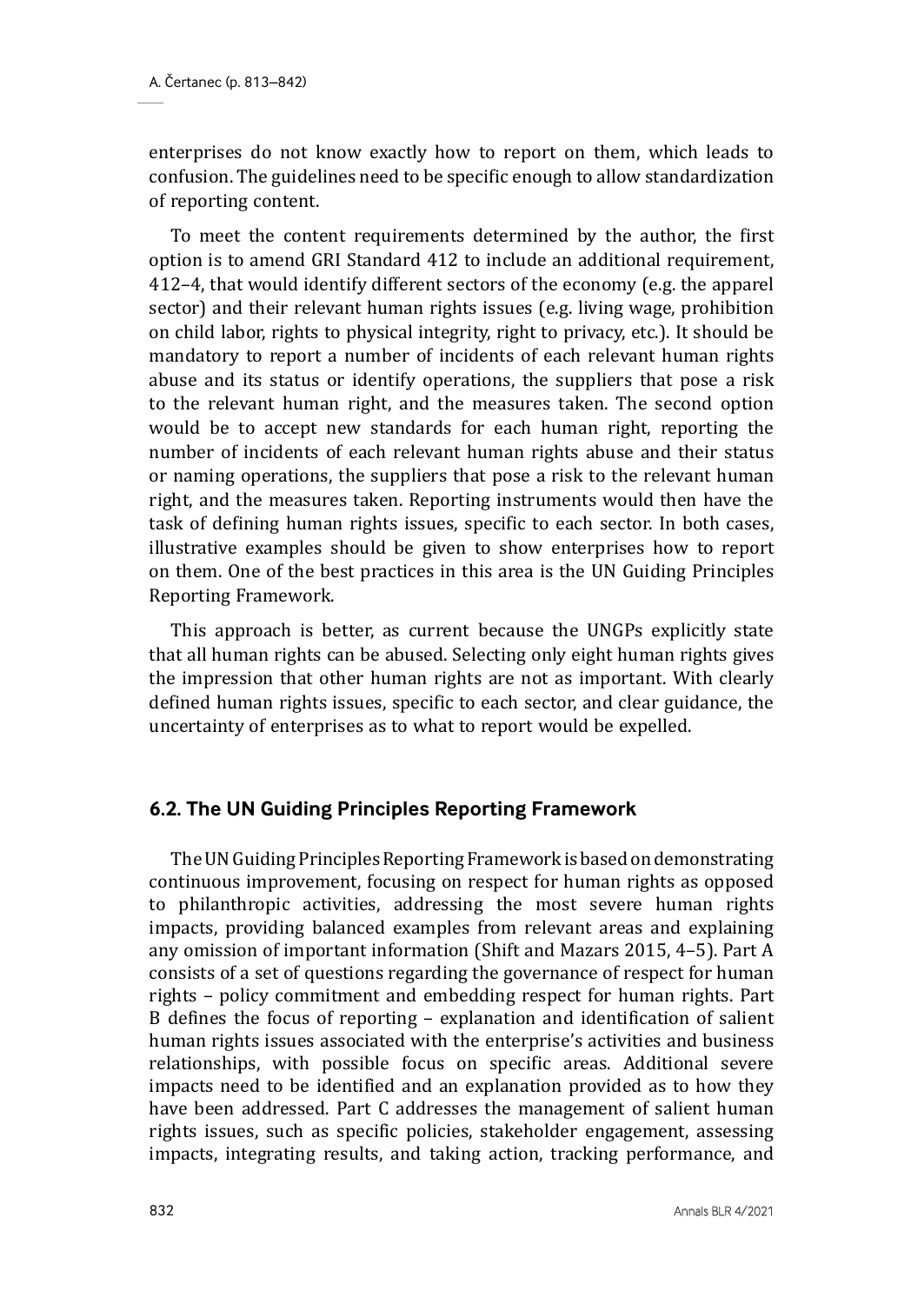enterprises do not know exactly how to report on them, which leads to confusion. The guidelines need to be specific enough to allow standardization of reporting content.

To meet the content requirements determined by the author, the first option is to amend GRI Standard 412 to include an additional requirement, 412–4, that would identify different sectors of the economy (e.g. the apparel sector) and their relevant human rights issues (e.g. living wage, prohibition on child labor, rights to physical integrity, right to privacy, etc.). It should be mandatory to report a number of incidents of each relevant human rights abuse and its status or identify operations, the suppliers that pose a risk to the relevant human right, and the measures taken. The second option would be to accept new standards for each human right, reporting the number of incidents of each relevant human rights abuse and their status or naming operations, the suppliers that pose a risk to the relevant human right, and the measures taken. Reporting instruments would then have the task of defining human rights issues, specific to each sector. In both cases, illustrative examples should be given to show enterprises how to report on them. One of the best practices in this area is the UN Guiding Principles Reporting Framework.

This approach is better, as current because the UNGPs explicitly state that all human rights can be abused. Selecting only eight human rights gives the impression that other human rights are not as important. With clearly defined human rights issues, specific to each sector, and clear guidance, the uncertainty of enterprises as to what to report would be expelled.

### 6.2. The UN Guiding Principles Reporting Framework

The UN Guiding Principles Reporting Framework is based on demonstrating continuous improvement, focusing on respect for human rights as opposed to philanthropic activities, addressing the most severe human rights impacts, providing balanced examples from relevant areas and explaining any omission of important information (Shift and Mazars 2015, 4–5). Part A consists of a set of questions regarding the governance of respect for human rights – policy commitment and embedding respect for human rights. Part B defines the focus of reporting – explanation and identification of salient human rights issues associated with the enterprise's activities and business relationships, with possible focus on specific areas. Additional severe impacts need to be identified and an explanation provided as to how they have been addressed. Part C addresses the management of salient human rights issues, such as specific policies, stakeholder engagement, assessing impacts, integrating results, and taking action, tracking performance, and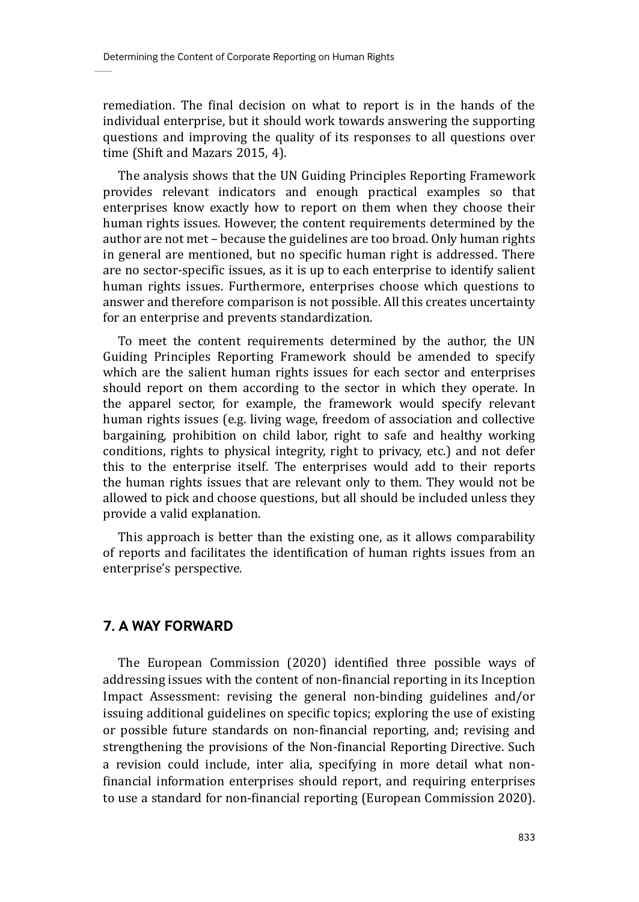remediation. The final decision on what to report is in the hands of the individual enterprise, but it should work towards answering the supporting questions and improving the quality of its responses to all questions over time (Shift and Mazars 2015, 4).

The analysis shows that the UN Guiding Principles Reporting Framework provides relevant indicators and enough practical examples so that enterprises know exactly how to report on them when they choose their human rights issues. However, the content requirements determined by the author are not met – because the guidelines are too broad. Only human rights in general are mentioned, but no specific human right is addressed. There are no sector-specific issues, as it is up to each enterprise to identify salient human rights issues. Furthermore, enterprises choose which questions to answer and therefore comparison is not possible. All this creates uncertainty for an enterprise and prevents standardization.

To meet the content requirements determined by the author, the UN Guiding Principles Reporting Framework should be amended to specify which are the salient human rights issues for each sector and enterprises should report on them according to the sector in which they operate. In the apparel sector, for example, the framework would specify relevant human rights issues (e.g. living wage, freedom of association and collective bargaining, prohibition on child labor, right to safe and healthy working conditions, rights to physical integrity, right to privacy, etc.) and not defer this to the enterprise itself. The enterprises would add to their reports the human rights issues that are relevant only to them. They would not be allowed to pick and choose questions, but all should be included unless they provide a valid explanation.

This approach is better than the existing one, as it allows comparability of reports and facilitates the identification of human rights issues from an enterprise's perspective.

## 7. A WAY FORWARD

The European Commission (2020) identified three possible ways of addressing issues with the content of non-financial reporting in its Inception Impact Assessment: revising the general non-binding guidelines and/or issuing additional guidelines on specific topics; exploring the use of existing or possible future standards on non-financial reporting, and; revising and strengthening the provisions of the Non-financial Reporting Directive. Such a revision could include, inter alia, specifying in more detail what non-financial information enterprises should report, and requiring enterprises to use a standard for non-financial reporting (European Commission 2020).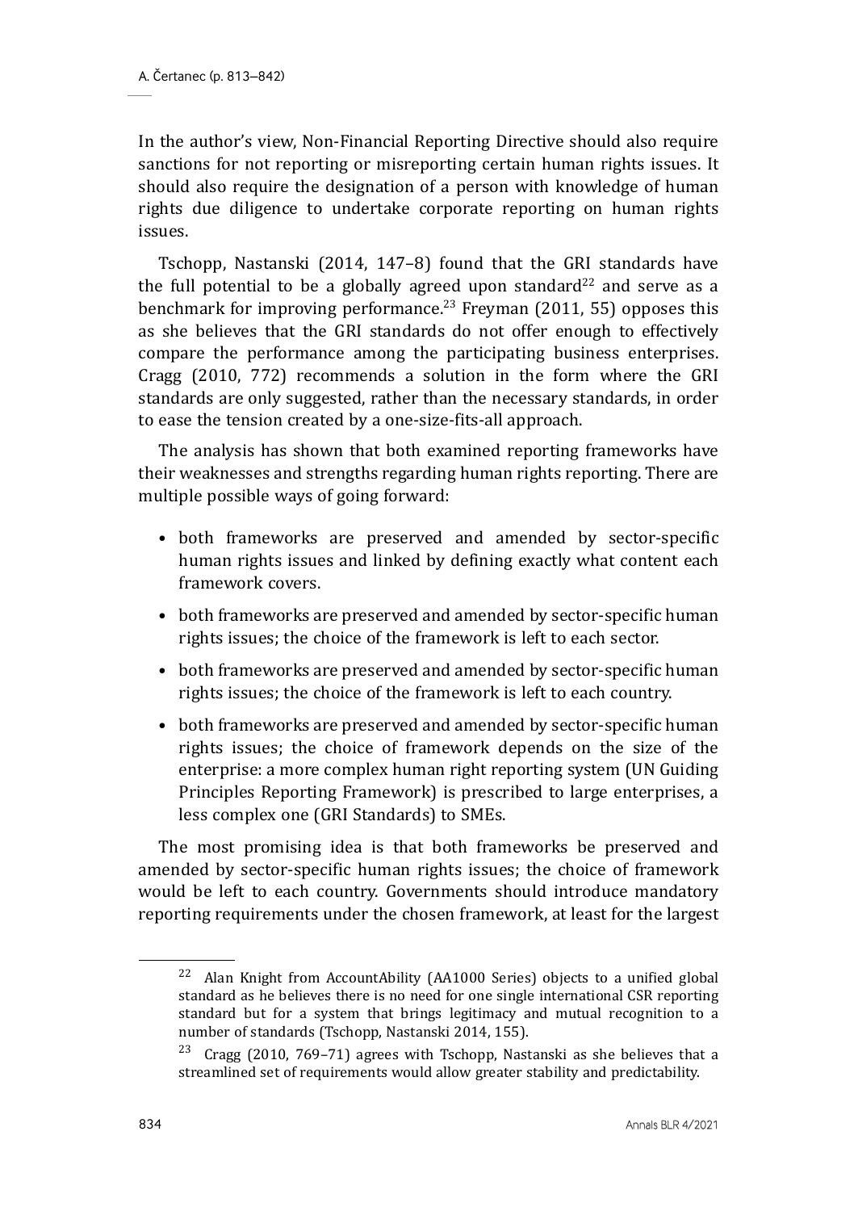In the author's view, Non-Financial Reporting Directive should also require sanctions for not reporting or misreporting certain human rights issues. It should also require the designation of a person with knowledge of human rights due diligence to undertake corporate reporting on human rights issues.

Tschopp, Nastanski (2014, 147–8) found that the GRI standards have the full potential to be a globally agreed upon standard[22] and serve as a benchmark for improving performance.[23] Freyman (2011, 55) opposes this as she believes that the GRI standards do not offer enough to effectively compare the performance among the participating business enterprises. Cragg (2010, 772) recommends a solution in the form where the GRI standards are only suggested, rather than the necessary standards, in order to ease the tension created by a one-size-fits-all approach.

The analysis has shown that both examined reporting frameworks have their weaknesses and strengths regarding human rights reporting. There are multiple possible ways of going forward:

- both frameworks are preserved and amended by sector-specific human rights issues and linked by defining exactly what content each framework covers.
- both frameworks are preserved and amended by sector-specific human rights issues; the choice of the framework is left to each sector.
- both frameworks are preserved and amended by sector-specific human rights issues; the choice of the framework is left to each country.
- both frameworks are preserved and amended by sector-specific human rights issues; the choice of framework depends on the size of the enterprise: a more complex human right reporting system (UN Guiding Principles Reporting Framework) is prescribed to large enterprises, a less complex one (GRI Standards) to SMEs.

The most promising idea is that both frameworks be preserved and amended by sector-specific human rights issues; the choice of framework would be left to each country. Governments should introduce mandatory reporting requirements under the chosen framework, at least for the largest

---

[22] Alan Knight from AccountAbility (AA1000 Series) objects to a unified global standard as he believes there is no need for one single international CSR reporting standard but for a system that brings legitimacy and mutual recognition to a number of standards (Tschopp, Nastanski 2014, 155).

[23] Cragg (2010, 769–71) agrees with Tschopp, Nastanski as she believes that a streamlined set of requirements would allow greater stability and predictability.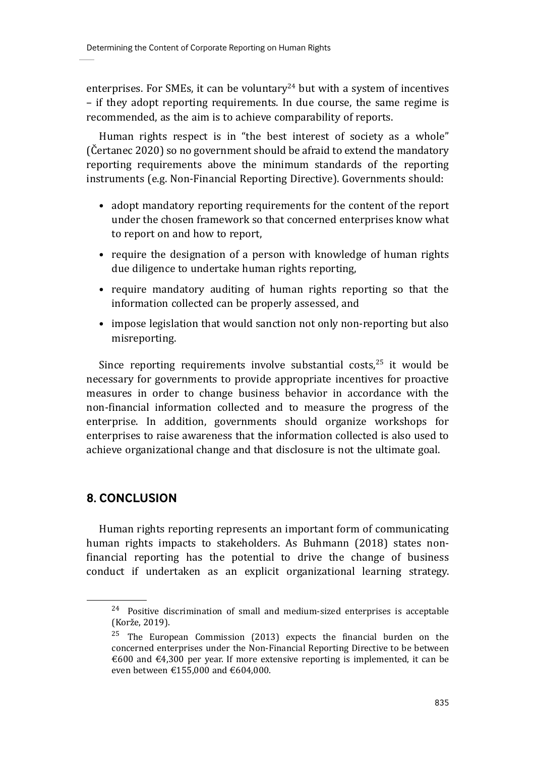enterprises. For SMEs, it can be voluntary[24] but with a system of incentives – if they adopt reporting requirements. In due course, the same regime is recommended, as the aim is to achieve comparability of reports.

Human rights respect is in "the best interest of society as a whole" (Čertanec 2020) so no government should be afraid to extend the mandatory reporting requirements above the minimum standards of the reporting instruments (e.g. Non-Financial Reporting Directive). Governments should:

- adopt mandatory reporting requirements for the content of the report under the chosen framework so that concerned enterprises know what to report on and how to report,
- require the designation of a person with knowledge of human rights due diligence to undertake human rights reporting,
- require mandatory auditing of human rights reporting so that the information collected can be properly assessed, and
- impose legislation that would sanction not only non-reporting but also misreporting.

Since reporting requirements involve substantial costs,[25] it would be necessary for governments to provide appropriate incentives for proactive measures in order to change business behavior in accordance with the non-financial information collected and to measure the progress of the enterprise. In addition, governments should organize workshops for enterprises to raise awareness that the information collected is also used to achieve organizational change and that disclosure is not the ultimate goal.

## 8. CONCLUSION

Human rights reporting represents an important form of communicating human rights impacts to stakeholders. As Buhmann (2018) states non-financial reporting has the potential to drive the change of business conduct if undertaken as an explicit organizational learning strategy.

[24] Positive discrimination of small and medium-sized enterprises is acceptable (Korže, 2019).

[25] The European Commission (2013) expects the financial burden on the concerned enterprises under the Non-Financial Reporting Directive to be between €600 and €4,300 per year. If more extensive reporting is implemented, it can be even between €155,000 and €604,000.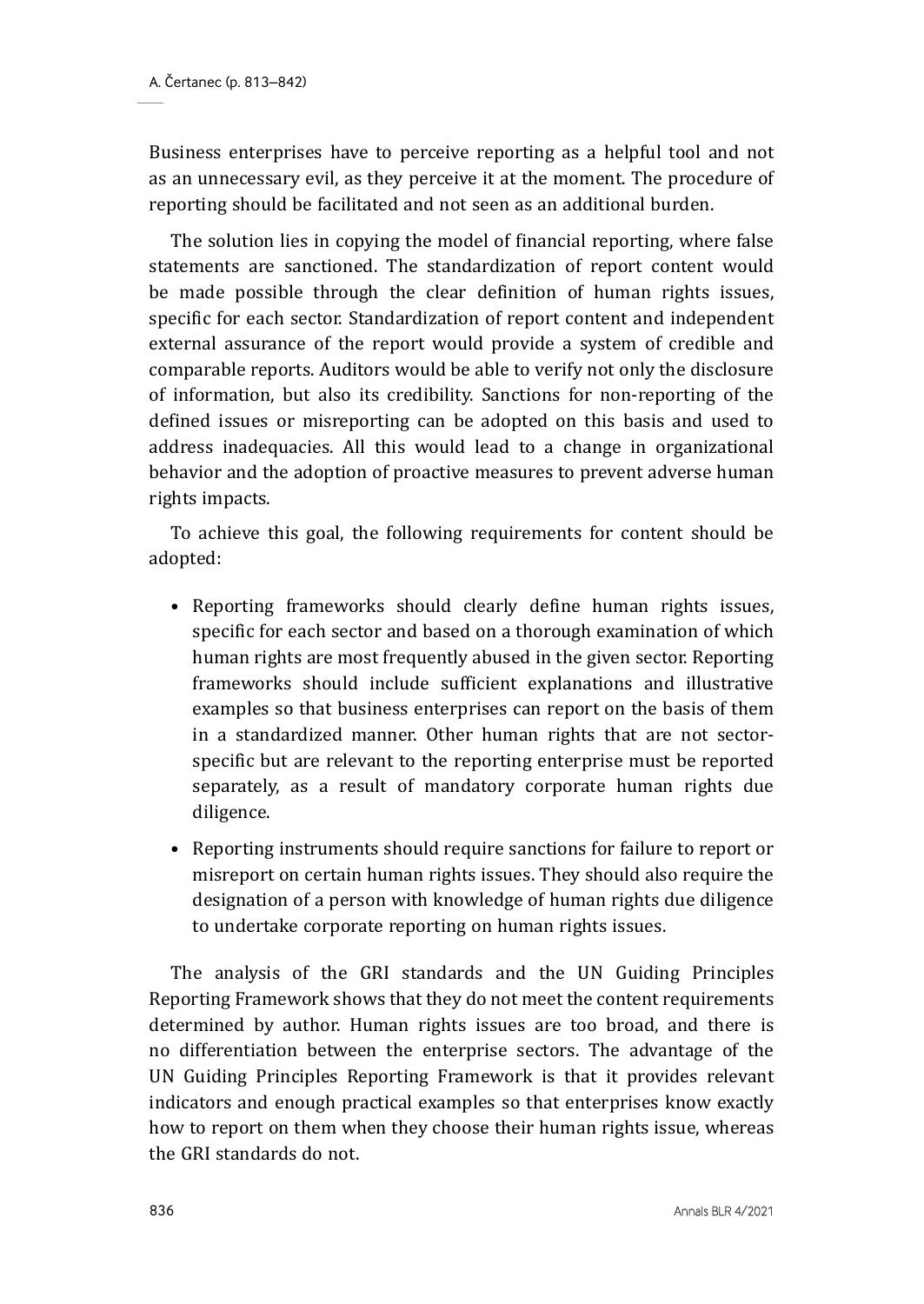Business enterprises have to perceive reporting as a helpful tool and not as an unnecessary evil, as they perceive it at the moment. The procedure of reporting should be facilitated and not seen as an additional burden.

The solution lies in copying the model of financial reporting, where false statements are sanctioned. The standardization of report content would be made possible through the clear definition of human rights issues, specific for each sector. Standardization of report content and independent external assurance of the report would provide a system of credible and comparable reports. Auditors would be able to verify not only the disclosure of information, but also its credibility. Sanctions for non-reporting of the defined issues or misreporting can be adopted on this basis and used to address inadequacies. All this would lead to a change in organizational behavior and the adoption of proactive measures to prevent adverse human rights impacts.

To achieve this goal, the following requirements for content should be adopted:

- Reporting frameworks should clearly define human rights issues, specific for each sector and based on a thorough examination of which human rights are most frequently abused in the given sector. Reporting frameworks should include sufficient explanations and illustrative examples so that business enterprises can report on the basis of them in a standardized manner. Other human rights that are not sector-specific but are relevant to the reporting enterprise must be reported separately, as a result of mandatory corporate human rights due diligence.
- Reporting instruments should require sanctions for failure to report or misreport on certain human rights issues. They should also require the designation of a person with knowledge of human rights due diligence to undertake corporate reporting on human rights issues.

The analysis of the GRI standards and the UN Guiding Principles Reporting Framework shows that they do not meet the content requirements determined by author. Human rights issues are too broad, and there is no differentiation between the enterprise sectors. The advantage of the UN Guiding Principles Reporting Framework is that it provides relevant indicators and enough practical examples so that enterprises know exactly how to report on them when they choose their human rights issue, whereas the GRI standards do not.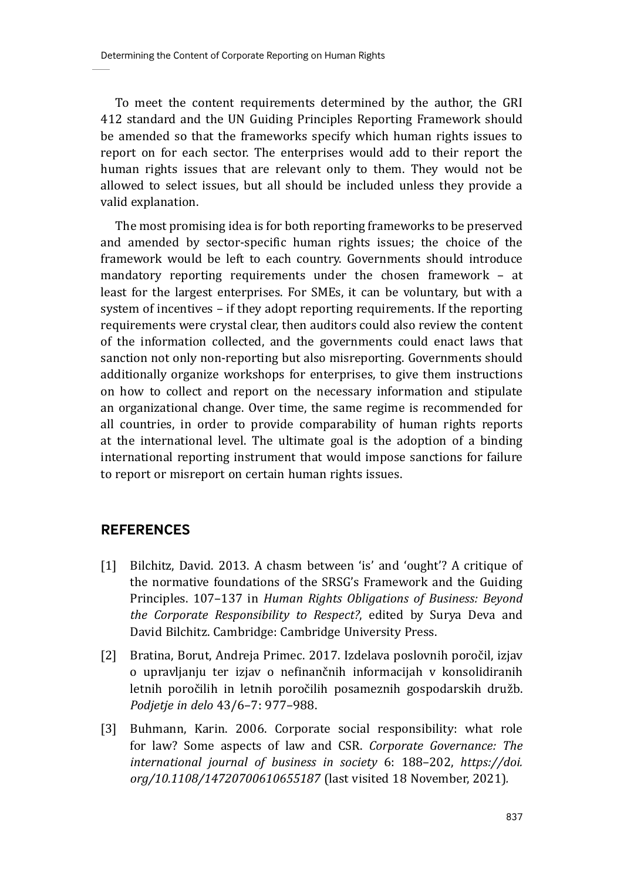To meet the content requirements determined by the author, the GRI 412 standard and the UN Guiding Principles Reporting Framework should be amended so that the frameworks specify which human rights issues to report on for each sector. The enterprises would add to their report the human rights issues that are relevant only to them. They would not be allowed to select issues, but all should be included unless they provide a valid explanation.

The most promising idea is for both reporting frameworks to be preserved and amended by sector-specific human rights issues; the choice of the framework would be left to each country. Governments should introduce mandatory reporting requirements under the chosen framework – at least for the largest enterprises. For SMEs, it can be voluntary, but with a system of incentives – if they adopt reporting requirements. If the reporting requirements were crystal clear, then auditors could also review the content of the information collected, and the governments could enact laws that sanction not only non-reporting but also misreporting. Governments should additionally organize workshops for enterprises, to give them instructions on how to collect and report on the necessary information and stipulate an organizational change. Over time, the same regime is recommended for all countries, in order to provide comparability of human rights reports at the international level. The ultimate goal is the adoption of a binding international reporting instrument that would impose sanctions for failure to report or misreport on certain human rights issues.

## REFERENCES

- [1] Bilchitz, David. 2013. A chasm between 'is' and 'ought'? A critique of the normative foundations of the SRSG's Framework and the Guiding Principles. 107–137 in *Human Rights Obligations of Business: Beyond the Corporate Responsibility to Respect?*, edited by Surya Deva and David Bilchitz. Cambridge: Cambridge University Press.
- [2] Bratina, Borut, Andreja Primec. 2017. Izdelava poslovnih poročil, izjav o upravljanju ter izjav o nefinančnih informacijah v konsolidiranih letnih poročilih in letnih poročilih posameznih gospodarskih družb. *Podjetje in delo* 43/6–7: 977–988.
- [3] Buhmann, Karin. 2006. Corporate social responsibility: what role for law? Some aspects of law and CSR. *Corporate Governance: The international journal of business in society* 6: 188–202, *https://doi.org/10.1108/14720700610655187* (last visited 18 November, 2021).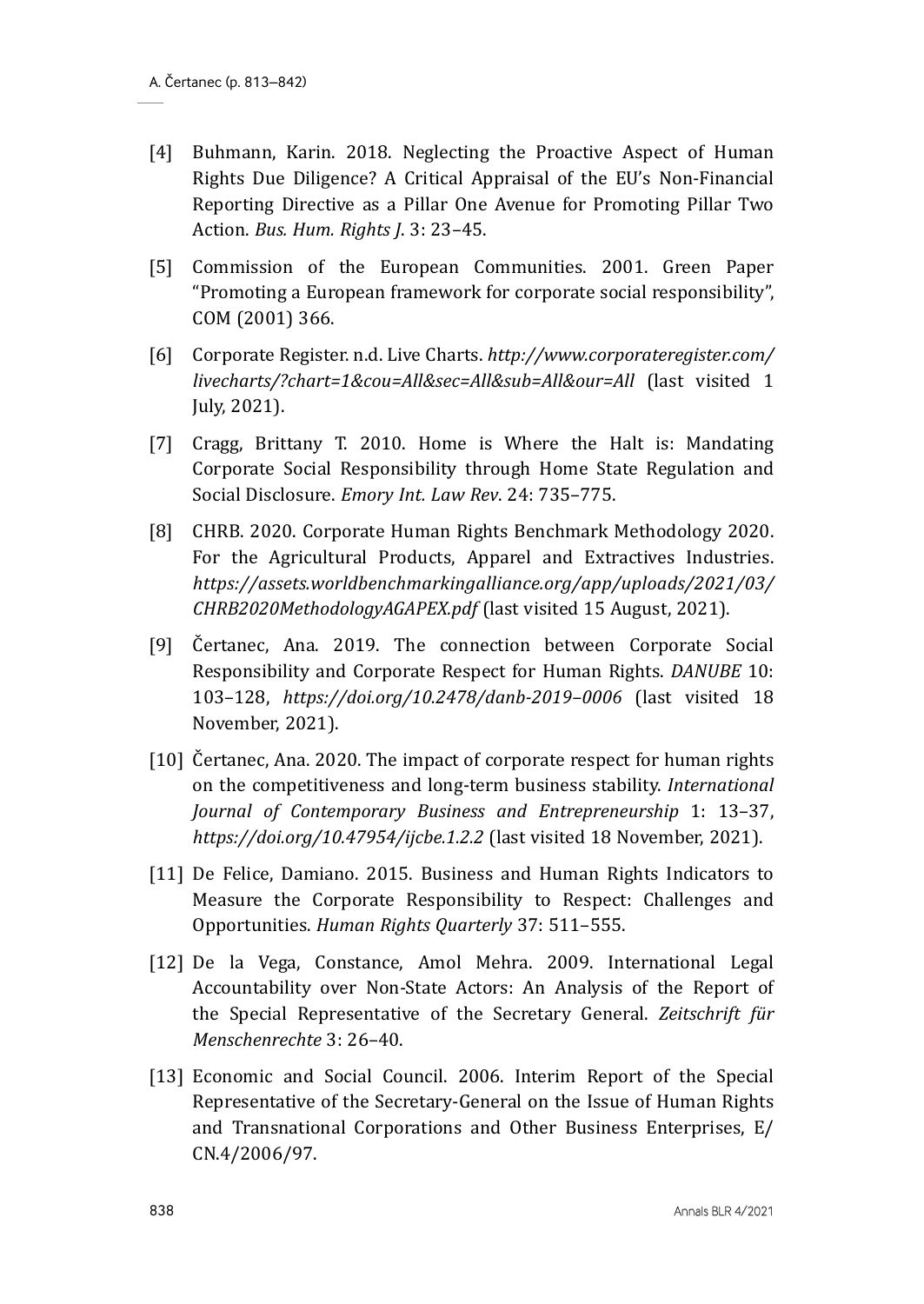[4] Buhmann, Karin. 2018. Neglecting the Proactive Aspect of Human Rights Due Diligence? A Critical Appraisal of the EU's Non-Financial Reporting Directive as a Pillar One Avenue for Promoting Pillar Two Action. *Bus. Hum. Rights J*. 3: 23–45.

[5] Commission of the European Communities. 2001. Green Paper "Promoting a European framework for corporate social responsibility", COM (2001) 366.

[6] Corporate Register. n.d. Live Charts. *http://www.corporateregister.com/livecharts/?chart=1&cou=All&sec=All&sub=All&our=All* (last visited 1 July, 2021).

[7] Cragg, Brittany T. 2010. Home is Where the Halt is: Mandating Corporate Social Responsibility through Home State Regulation and Social Disclosure. *Emory Int. Law Rev*. 24: 735–775.

[8] CHRB. 2020. Corporate Human Rights Benchmark Methodology 2020. For the Agricultural Products, Apparel and Extractives Industries. *https://assets.worldbenchmarkingalliance.org/app/uploads/2021/03/CHRB2020MethodologyAGAPEX.pdf* (last visited 15 August, 2021).

[9] Čertanec, Ana. 2019. The connection between Corporate Social Responsibility and Corporate Respect for Human Rights. *DANUBE* 10: 103–128, *https://doi.org/10.2478/danb-2019–0006* (last visited 18 November, 2021).

[10] Čertanec, Ana. 2020. The impact of corporate respect for human rights on the competitiveness and long-term business stability. *International Journal of Contemporary Business and Entrepreneurship* 1: 13–37, *https://doi.org/10.47954/ijcbe.1.2.2* (last visited 18 November, 2021).

[11] De Felice, Damiano. 2015. Business and Human Rights Indicators to Measure the Corporate Responsibility to Respect: Challenges and Opportunities. *Human Rights Quarterly* 37: 511–555.

[12] De la Vega, Constance, Amol Mehra. 2009. International Legal Accountability over Non-State Actors: An Analysis of the Report of the Special Representative of the Secretary General. *Zeitschrift für Menschenrechte* 3: 26–40.

[13] Economic and Social Council. 2006. Interim Report of the Special Representative of the Secretary-General on the Issue of Human Rights and Transnational Corporations and Other Business Enterprises, E/CN.4/2006/97.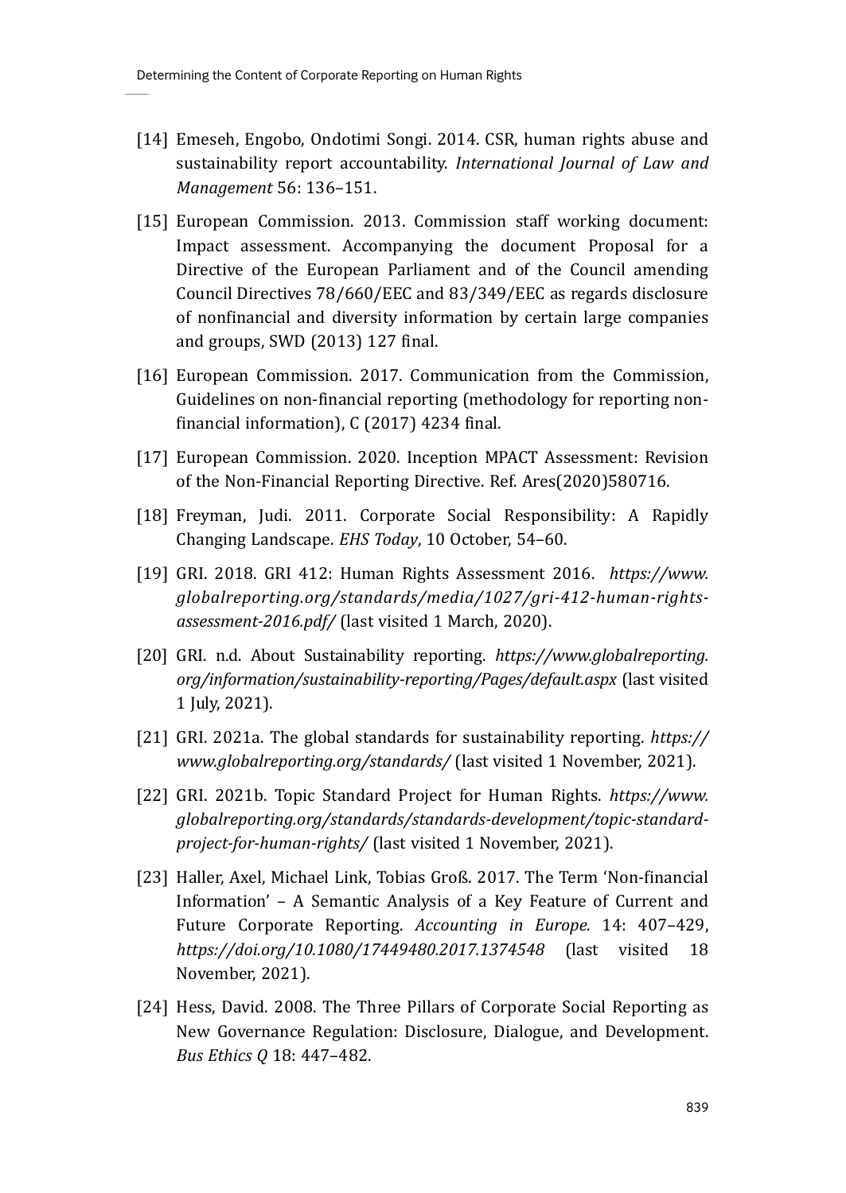[14] Emeseh, Engobo, Ondotimi Songi. 2014. CSR, human rights abuse and sustainability report accountability. *International Journal of Law and Management* 56: 136–151.

[15] European Commission. 2013. Commission staff working document: Impact assessment. Accompanying the document Proposal for a Directive of the European Parliament and of the Council amending Council Directives 78/660/EEC and 83/349/EEC as regards disclosure of nonfinancial and diversity information by certain large companies and groups, SWD (2013) 127 final.

[16] European Commission. 2017. Communication from the Commission, Guidelines on non-financial reporting (methodology for reporting non-financial information), C (2017) 4234 final.

[17] European Commission. 2020. Inception MPACT Assessment: Revision of the Non-Financial Reporting Directive. Ref. Ares(2020)580716.

[18] Freyman, Judi. 2011. Corporate Social Responsibility: A Rapidly Changing Landscape. *EHS Today*, 10 October, 54–60.

[19] GRI. 2018. GRI 412: Human Rights Assessment 2016. *https://www.globalreporting.org/standards/media/1027/gri-412-human-rights-assessment-2016.pdf/* (last visited 1 March, 2020).

[20] GRI. n.d. About Sustainability reporting. *https://www.globalreporting.org/information/sustainability-reporting/Pages/default.aspx* (last visited 1 July, 2021).

[21] GRI. 2021a. The global standards for sustainability reporting. *https://www.globalreporting.org/standards/* (last visited 1 November, 2021).

[22] GRI. 2021b. Topic Standard Project for Human Rights. *https://www.globalreporting.org/standards/standards-development/topic-standard-project-for-human-rights/* (last visited 1 November, 2021).

[23] Haller, Axel, Michael Link, Tobias Groß. 2017. The Term 'Non-financial Information' – A Semantic Analysis of a Key Feature of Current and Future Corporate Reporting. *Accounting in Europe.* 14: 407–429, *https://doi.org/10.1080/17449480.2017.1374548* (last visited 18 November, 2021).

[24] Hess, David. 2008. The Three Pillars of Corporate Social Reporting as New Governance Regulation: Disclosure, Dialogue, and Development. *Bus Ethics Q* 18: 447–482.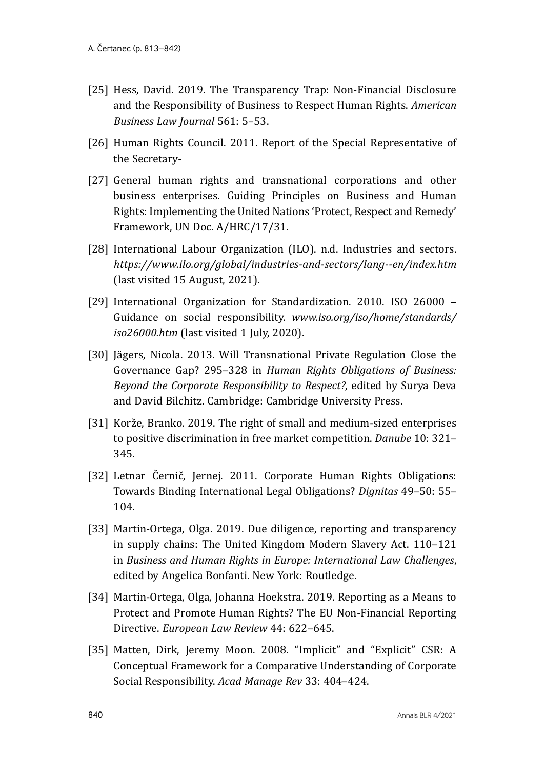[25] Hess, David. 2019. The Transparency Trap: Non-Financial Disclosure and the Responsibility of Business to Respect Human Rights. *American Business Law Journal* 561: 5–53.

[26] Human Rights Council. 2011. Report of the Special Representative of the Secretary-

[27] General human rights and transnational corporations and other business enterprises. Guiding Principles on Business and Human Rights: Implementing the United Nations 'Protect, Respect and Remedy' Framework, UN Doc. A/HRC/17/31.

[28] International Labour Organization (ILO). n.d. Industries and sectors. *https://www.ilo.org/global/industries-and-sectors/lang--en/index.htm* (last visited 15 August, 2021).

[29] International Organization for Standardization. 2010. ISO 26000 – Guidance on social responsibility. *www.iso.org/iso/home/standards/iso26000.htm* (last visited 1 July, 2020).

[30] Jägers, Nicola. 2013. Will Transnational Private Regulation Close the Governance Gap? 295–328 in *Human Rights Obligations of Business: Beyond the Corporate Responsibility to Respect?*, edited by Surya Deva and David Bilchitz. Cambridge: Cambridge University Press.

[31] Korže, Branko. 2019. The right of small and medium-sized enterprises to positive discrimination in free market competition. *Danube* 10: 321–345.

[32] Letnar Černič, Jernej. 2011. Corporate Human Rights Obligations: Towards Binding International Legal Obligations? *Dignitas* 49–50: 55–104.

[33] Martin-Ortega, Olga. 2019. Due diligence, reporting and transparency in supply chains: The United Kingdom Modern Slavery Act. 110–121 in *Business and Human Rights in Europe: International Law Challenges*, edited by Angelica Bonfanti. New York: Routledge.

[34] Martin-Ortega, Olga, Johanna Hoekstra. 2019. Reporting as a Means to Protect and Promote Human Rights? The EU Non-Financial Reporting Directive. *European Law Review* 44: 622–645.

[35] Matten, Dirk, Jeremy Moon. 2008. "Implicit" and "Explicit" CSR: A Conceptual Framework for a Comparative Understanding of Corporate Social Responsibility. *Acad Manage Rev* 33: 404–424.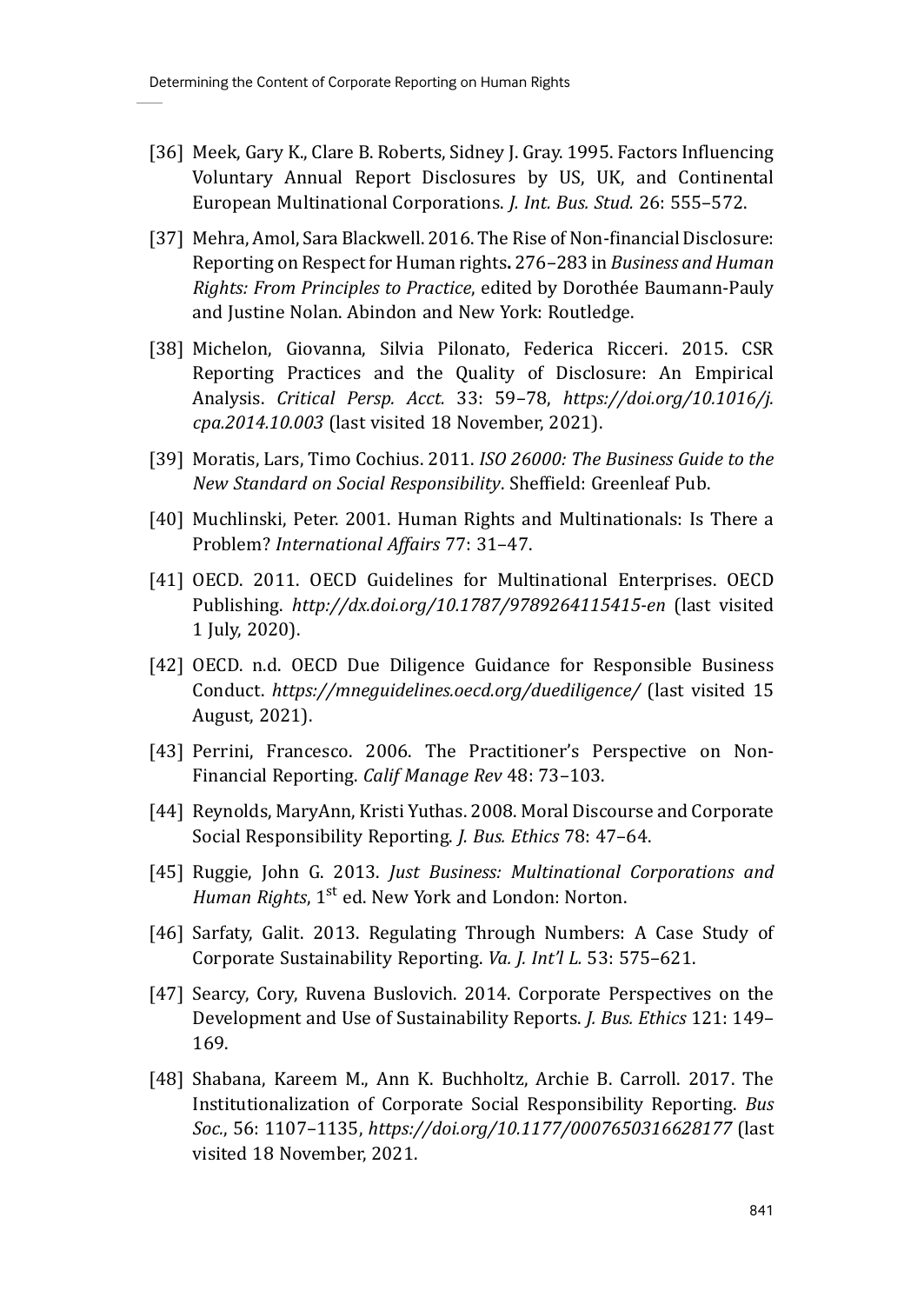- [36] Meek, Gary K., Clare B. Roberts, Sidney J. Gray. 1995. Factors Influencing Voluntary Annual Report Disclosures by US, UK, and Continental European Multinational Corporations. *J. Int. Bus. Stud.* 26: 555–572.
- [37] Mehra, Amol, Sara Blackwell. 2016. The Rise of Non-financial Disclosure: Reporting on Respect for Human rights**.** 276–283 in *Business and Human Rights: From Principles to Practice*, edited by Dorothée Baumann-Pauly and Justine Nolan. Abindon and New York: Routledge.
- [38] Michelon, Giovanna, Silvia Pilonato, Federica Ricceri. 2015. CSR Reporting Practices and the Quality of Disclosure: An Empirical Analysis. *Critical Persp. Acct.* 33: 59–78, *https://doi.org/10.1016/j.cpa.2014.10.003* (last visited 18 November, 2021).
- [39] Moratis, Lars, Timo Cochius. 2011. *ISO 26000: The Business Guide to the New Standard on Social Responsibility*. Sheffield: Greenleaf Pub.
- [40] Muchlinski, Peter. 2001. Human Rights and Multinationals: Is There a Problem? *International Affairs* 77: 31–47.
- [41] OECD. 2011. OECD Guidelines for Multinational Enterprises. OECD Publishing. *http://dx.doi.org/10.1787/9789264115415-en* (last visited 1 July, 2020).
- [42] OECD. n.d. OECD Due Diligence Guidance for Responsible Business Conduct. *https://mneguidelines.oecd.org/duediligence/* (last visited 15 August, 2021).
- [43] Perrini, Francesco. 2006. The Practitioner's Perspective on Non-Financial Reporting. *Calif Manage Rev* 48: 73–103.
- [44] Reynolds, MaryAnn, Kristi Yuthas. 2008. Moral Discourse and Corporate Social Responsibility Reporting. *J. Bus. Ethics* 78: 47–64.
- [45] Ruggie, John G. 2013. *Just Business: Multinational Corporations and Human Rights*, 1st ed. New York and London: Norton.
- [46] Sarfaty, Galit. 2013. Regulating Through Numbers: A Case Study of Corporate Sustainability Reporting. *Va. J. Int'l L.* 53: 575–621.
- [47] Searcy, Cory, Ruvena Buslovich. 2014. Corporate Perspectives on the Development and Use of Sustainability Reports. *J. Bus. Ethics* 121: 149–169.
- [48] Shabana, Kareem M., Ann K. Buchholtz, Archie B. Carroll. 2017. The Institutionalization of Corporate Social Responsibility Reporting. *Bus Soc.*, 56: 1107–1135, *https://doi.org/10.1177/0007650316628177* (last visited 18 November, 2021.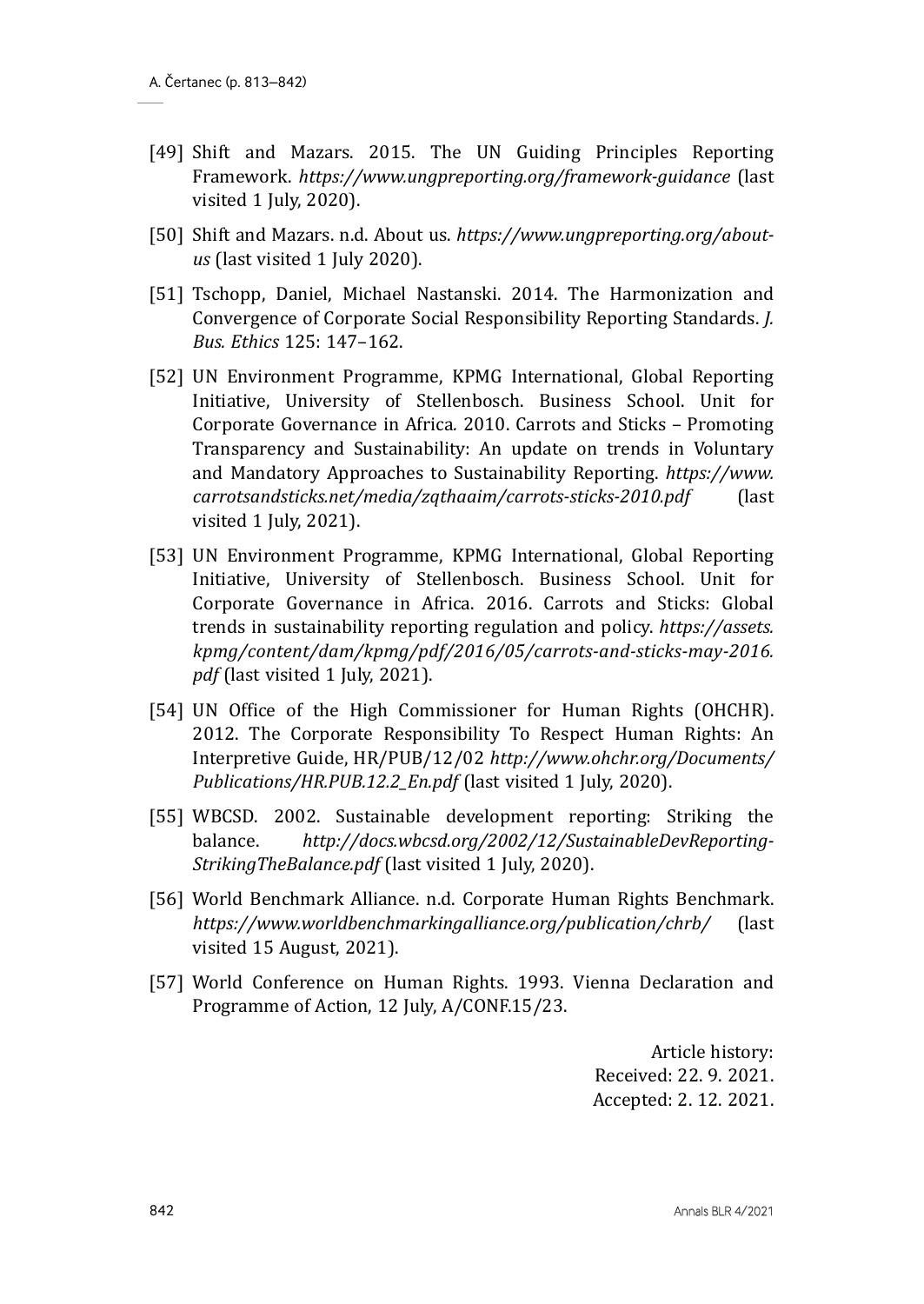[49] Shift and Mazars. 2015. The UN Guiding Principles Reporting Framework. *https://www.ungpreporting.org/framework-guidance* (last visited 1 July, 2020).

[50] Shift and Mazars. n.d. About us. *https://www.ungpreporting.org/about-us* (last visited 1 July 2020).

[51] Tschopp, Daniel, Michael Nastanski. 2014. The Harmonization and Convergence of Corporate Social Responsibility Reporting Standards. *J. Bus. Ethics* 125: 147–162.

[52] UN Environment Programme, KPMG International, Global Reporting Initiative, University of Stellenbosch. Business School. Unit for Corporate Governance in Africa. 2010. Carrots and Sticks – Promoting Transparency and Sustainability: An update on trends in Voluntary and Mandatory Approaches to Sustainability Reporting. *https://www.carrotsandsticks.net/media/zqthaaim/carrots-sticks-2010.pdf* (last visited 1 July, 2021).

[53] UN Environment Programme, KPMG International, Global Reporting Initiative, University of Stellenbosch. Business School. Unit for Corporate Governance in Africa. 2016. Carrots and Sticks: Global trends in sustainability reporting regulation and policy. *https://assets.kpmg/content/dam/kpmg/pdf/2016/05/carrots-and-sticks-may-2016.pdf* (last visited 1 July, 2021).

[54] UN Office of the High Commissioner for Human Rights (OHCHR). 2012. The Corporate Responsibility To Respect Human Rights: An Interpretive Guide, HR/PUB/12/02 *http://www.ohchr.org/Documents/Publications/HR.PUB.12.2_En.pdf* (last visited 1 July, 2020).

[55] WBCSD. 2002. Sustainable development reporting: Striking the balance. *http://docs.wbcsd.org/2002/12/SustainableDevReporting-StrikingTheBalance.pdf* (last visited 1 July, 2020).

[56] World Benchmark Alliance. n.d. Corporate Human Rights Benchmark. *https://www.worldbenchmarkingalliance.org/publication/chrb/* (last visited 15 August, 2021).

[57] World Conference on Human Rights. 1993. Vienna Declaration and Programme of Action, 12 July, A/CONF.15/23.

Article history:
Received: 22. 9. 2021.
Accepted: 2. 12. 2021.